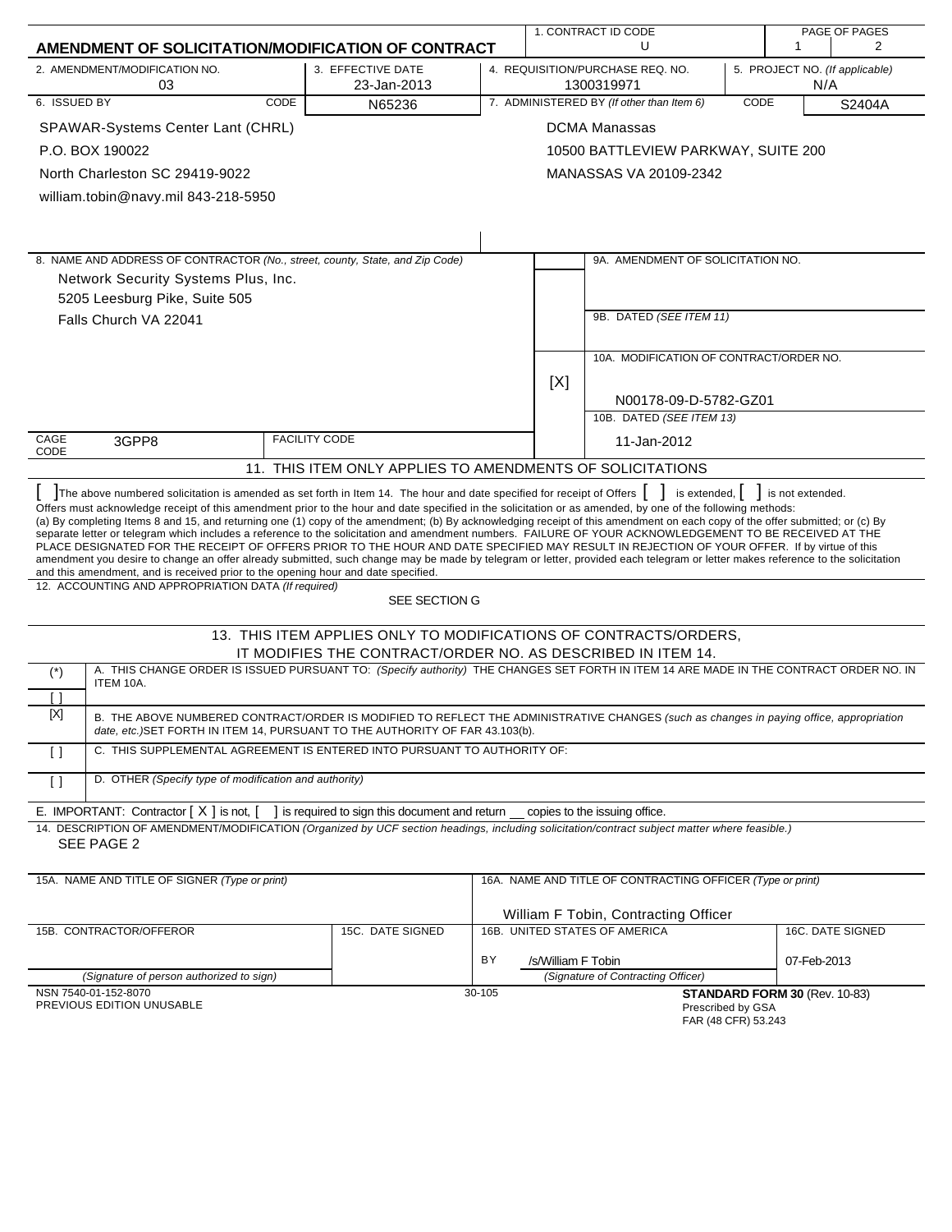# AMENDMENT OF SOLICITATION/MODIFICATION OF CONTRACT

| 1. CONTRACT ID CODE | PAGE OF PAGES |
| --- | --- |
| U | 1 / 2 |

| 2. AMENDMENT/MODIFICATION NO. | 3. EFFECTIVE DATE | 4. REQUISITION/PURCHASE REQ. NO. | 5. PROJECT NO. (If applicable) |
| --- | --- | --- | --- |
| 03 | 23-Jan-2013 | 1300319971 | N/A |

| 6. ISSUED BY | CODE N65236 | 7. ADMINISTERED BY (If other than Item 6) | CODE S2404A |
| --- | --- | --- | --- |
| SPAWAR-Systems Center Lant (CHRL)<br>P.O. BOX 190022<br>North Charleston SC 29419-9022<br>william.tobin@navy.mil 843-218-5950 | | DCMA Manassas<br>10500 BATTLEVIEW PARKWAY, SUITE 200<br>MANASSAS VA 20109-2342 | |

**8. NAME AND ADDRESS OF CONTRACTOR** *(No., street, county, State, and Zip Code)*

Network Security Systems Plus, Inc.
5205 Leesburg Pike, Suite 505
Falls Church VA 22041

CAGE CODE: 3GPP8 FACILITY CODE:

9A. AMENDMENT OF SOLICITATION NO.

9B. DATED *(SEE ITEM 11)*

[X] 10A. MODIFICATION OF CONTRACT/ORDER NO.: N00178-09-D-5782-GZ01

10B. DATED *(SEE ITEM 13)*: 11-Jan-2012

## 11. THIS ITEM ONLY APPLIES TO AMENDMENTS OF SOLICITATIONS

[ ] The above numbered solicitation is amended as set forth in Item 14. The hour and date specified for receipt of Offers [ ] is extended, [ ] is not extended.

Offers must acknowledge receipt of this amendment prior to the hour and date specified in the solicitation or as amended, by one of the following methods:
(a) By completing Items 8 and 15, and returning one (1) copy of the amendment; (b) By acknowledging receipt of this amendment on each copy of the offer submitted; or (c) By separate letter or telegram which includes a reference to the solicitation and amendment numbers. FAILURE OF YOUR ACKNOWLEDGEMENT TO BE RECEIVED AT THE PLACE DESIGNATED FOR THE RECEIPT OF OFFERS PRIOR TO THE HOUR AND DATE SPECIFIED MAY RESULT IN REJECTION OF YOUR OFFER. If by virtue of this amendment you desire to change an offer already submitted, such change may be made by telegram or letter, provided each telegram or letter makes reference to the solicitation and this amendment, and is received prior to the opening hour and date specified.

12. ACCOUNTING AND APPROPRIATION DATA *(If required)*

SEE SECTION G

## 13. THIS ITEM APPLIES ONLY TO MODIFICATIONS OF CONTRACTS/ORDERS, IT MODIFIES THE CONTRACT/ORDER NO. AS DESCRIBED IN ITEM 14.

(*) [ ] A. THIS CHANGE ORDER IS ISSUED PURSUANT TO: *(Specify authority)* THE CHANGES SET FORTH IN ITEM 14 ARE MADE IN THE CONTRACT ORDER NO. IN ITEM 10A.

[X] B. THE ABOVE NUMBERED CONTRACT/ORDER IS MODIFIED TO REFLECT THE ADMINISTRATIVE CHANGES *(such as changes in paying office, appropriation date, etc.)* SET FORTH IN ITEM 14, PURSUANT TO THE AUTHORITY OF FAR 43.103(b).

[ ] C. THIS SUPPLEMENTAL AGREEMENT IS ENTERED INTO PURSUANT TO AUTHORITY OF:

[ ] D. OTHER *(Specify type of modification and authority)*

E. IMPORTANT: Contractor [ X ] is not, [ ] is required to sign this document and return __ copies to the issuing office.

14. DESCRIPTION OF AMENDMENT/MODIFICATION *(Organized by UCF section headings, including solicitation/contract subject matter where feasible.)*

SEE PAGE 2

| 15A. NAME AND TITLE OF SIGNER (Type or print) | | 16A. NAME AND TITLE OF CONTRACTING OFFICER (Type or print) | |
| --- | --- | --- | --- |
| | | William F Tobin, Contracting Officer | |
| 15B. CONTRACTOR/OFFEROR | 15C. DATE SIGNED | 16B. UNITED STATES OF AMERICA | 16C. DATE SIGNED |
| | | BY /s/William F Tobin | 07-Feb-2013 |
| (Signature of person authorized to sign) | | (Signature of Contracting Officer) | |

NSN 7540-01-152-8070
PREVIOUS EDITION UNUSABLE
30-105
**STANDARD FORM 30** (Rev. 10-83)
Prescribed by GSA
FAR (48 CFR) 53.243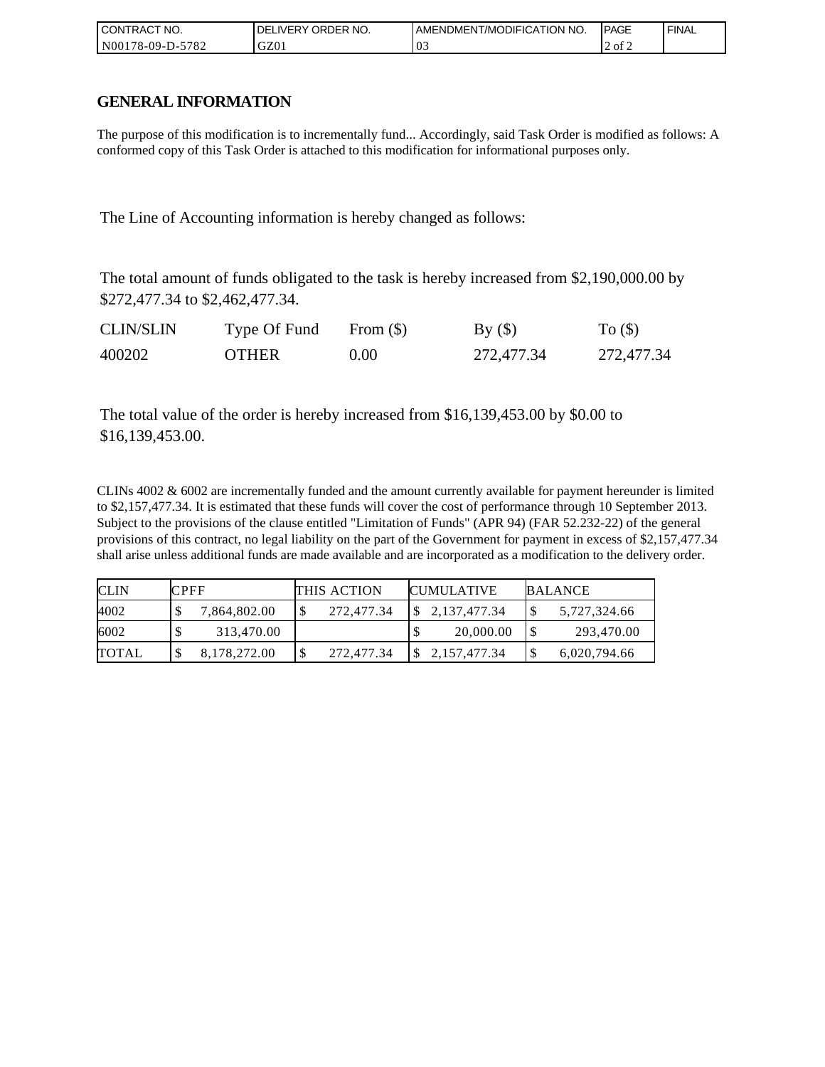| CONTRACT NO. | DELIVERY ORDER NO. | AMENDMENT/MODIFICATION NO. | PAGE | FINAL |
|---|---|---|---|---|
| N00178-09-D-5782 | GZ01 | 03 | 2 of 2 | |

# GENERAL INFORMATION

The purpose of this modification is to incrementally fund... Accordingly, said Task Order is modified as follows: A conformed copy of this Task Order is attached to this modification for informational purposes only.

The Line of Accounting information is hereby changed as follows:

The total amount of funds obligated to the task is hereby increased from $2,190,000.00 by $272,477.34 to $2,462,477.34.

| CLIN/SLIN | Type Of Fund | From ($) | By ($) | To ($) |
|---|---|---|---|---|
| 400202 | OTHER | 0.00 | 272,477.34 | 272,477.34 |

The total value of the order is hereby increased from $16,139,453.00 by $0.00 to $16,139,453.00.

CLINs 4002 & 6002 are incrementally funded and the amount currently available for payment hereunder is limited to $2,157,477.34. It is estimated that these funds will cover the cost of performance through 10 September 2013. Subject to the provisions of the clause entitled "Limitation of Funds" (APR 94) (FAR 52.232-22) of the general provisions of this contract, no legal liability on the part of the Government for payment in excess of $2,157,477.34 shall arise unless additional funds are made available and are incorporated as a modification to the delivery order.

| CLIN | CPFF | THIS ACTION | CUMULATIVE | BALANCE |
|---|---|---|---|---|
| 4002 | $ 7,864,802.00 | $ 272,477.34 | $ 2,137,477.34 | $ 5,727,324.66 |
| 6002 | $ 313,470.00 | | $ 20,000.00 | $ 293,470.00 |
| TOTAL | $ 8,178,272.00 | $ 272,477.34 | $ 2,157,477.34 | $ 6,020,794.66 |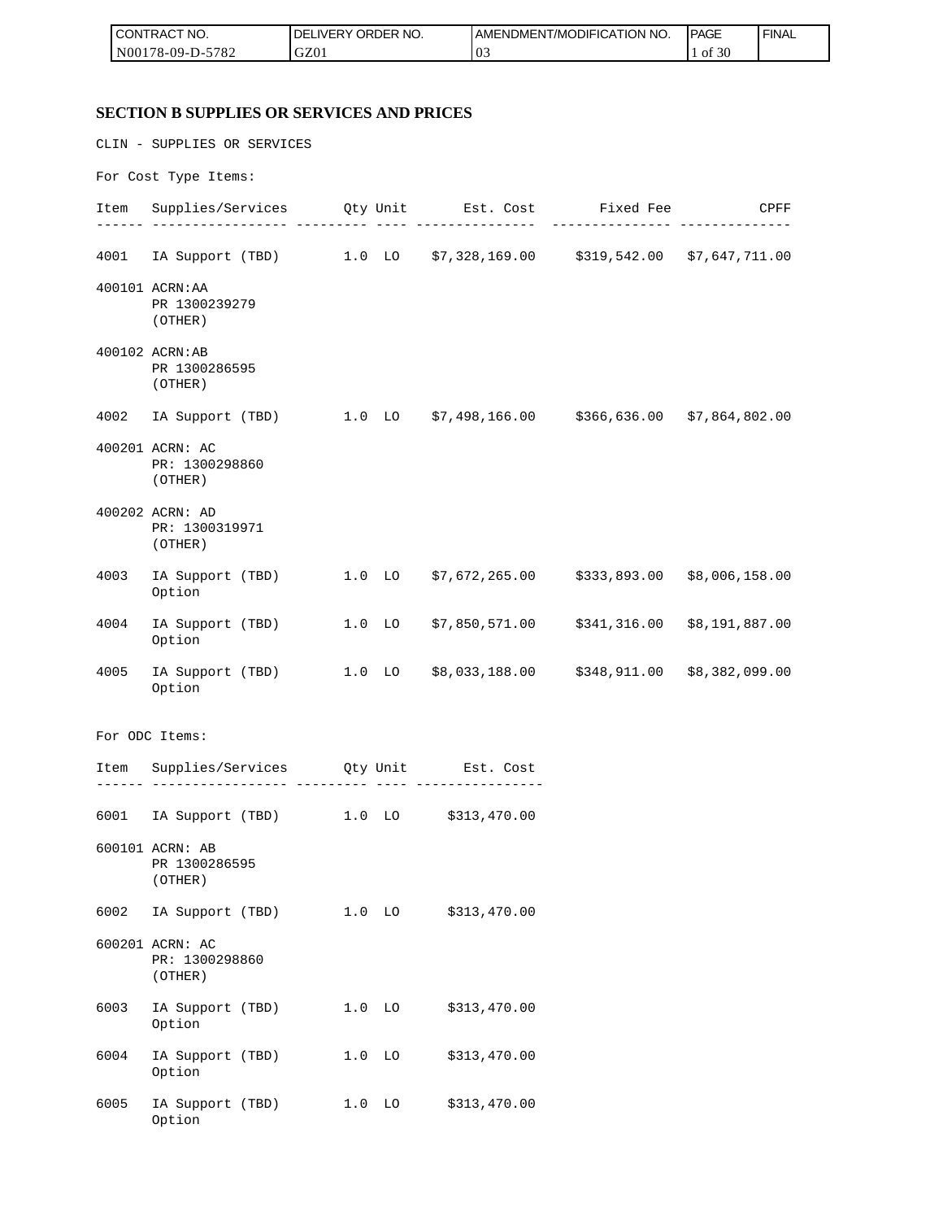## SECTION B SUPPLIES OR SERVICES AND PRICES

CLIN - SUPPLIES OR SERVICES

For Cost Type Items:

| Item | Supplies/Services | Qty | Unit | Est. Cost | Fixed Fee | CPFF |
|---|---|---|---|---|---|---|
| 4001 | IA Support (TBD) | 1.0 | LO | $7,328,169.00 | $319,542.00 | $7,647,711.00 |
| 400101 | ACRN:AA<br>PR 1300239279<br>(OTHER) | | | | | |
| 400102 | ACRN:AB<br>PR 1300286595<br>(OTHER) | | | | | |
| 4002 | IA Support (TBD) | 1.0 | LO | $7,498,166.00 | $366,636.00 | $7,864,802.00 |
| 400201 | ACRN: AC<br>PR: 1300298860<br>(OTHER) | | | | | |
| 400202 | ACRN: AD<br>PR: 1300319971<br>(OTHER) | | | | | |
| 4003 | IA Support (TBD)<br>Option | 1.0 | LO | $7,672,265.00 | $333,893.00 | $8,006,158.00 |
| 4004 | IA Support (TBD)<br>Option | 1.0 | LO | $7,850,571.00 | $341,316.00 | $8,191,887.00 |
| 4005 | IA Support (TBD)<br>Option | 1.0 | LO | $8,033,188.00 | $348,911.00 | $8,382,099.00 |

For ODC Items:

| Item | Supplies/Services | Qty | Unit | Est. Cost |
|---|---|---|---|---|
| 6001 | IA Support (TBD) | 1.0 | LO | $313,470.00 |
| 600101 | ACRN: AB<br>PR 1300286595<br>(OTHER) | | | |
| 6002 | IA Support (TBD) | 1.0 | LO | $313,470.00 |
| 600201 | ACRN: AC<br>PR: 1300298860<br>(OTHER) | | | |
| 6003 | IA Support (TBD)<br>Option | 1.0 | LO | $313,470.00 |
| 6004 | IA Support (TBD)<br>Option | 1.0 | LO | $313,470.00 |
| 6005 | IA Support (TBD)<br>Option | 1.0 | LO | $313,470.00 |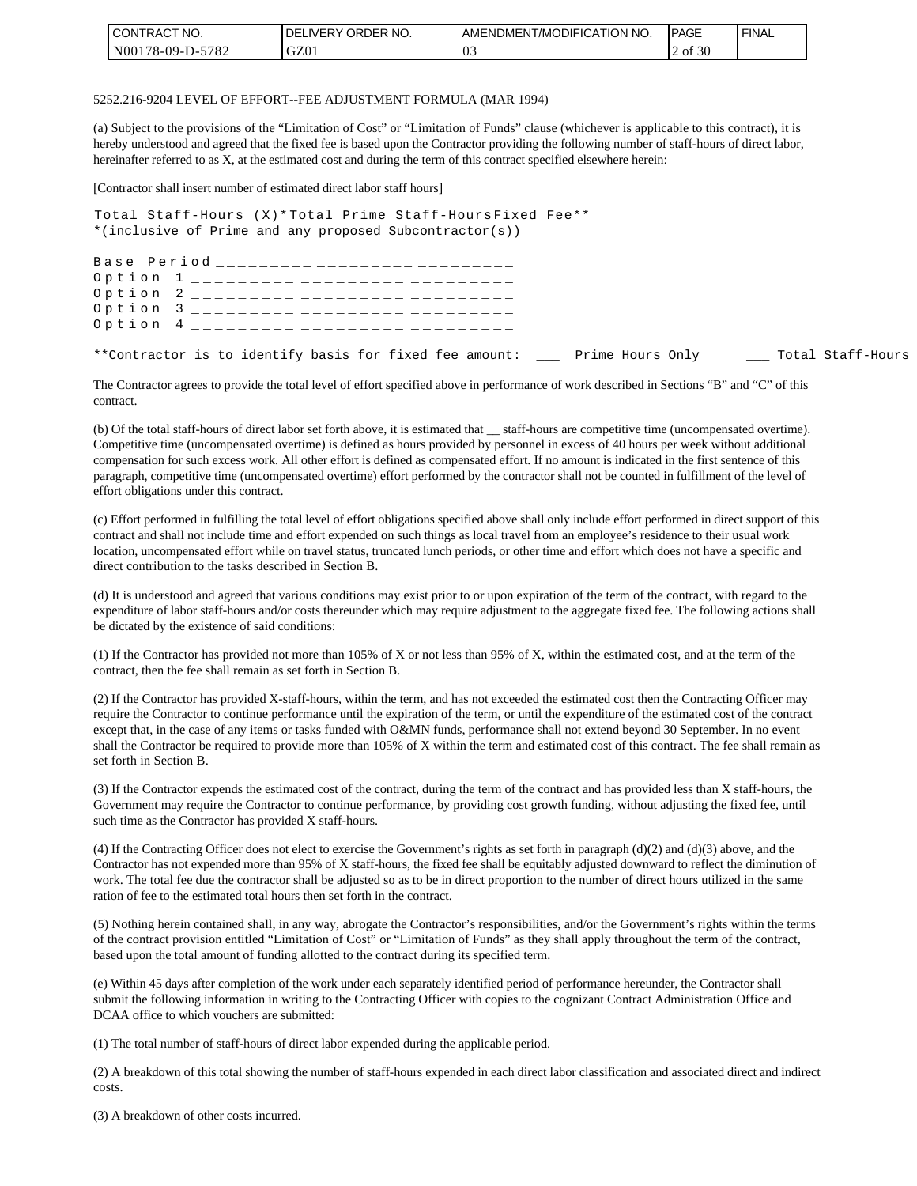5252.216-9204 LEVEL OF EFFORT--FEE ADJUSTMENT FORMULA (MAR 1994)

(a) Subject to the provisions of the “Limitation of Cost” or “Limitation of Funds” clause (whichever is applicable to this contract), it is hereby understood and agreed that the fixed fee is based upon the Contractor providing the following number of staff-hours of direct labor, hereinafter referred to as X, at the estimated cost and during the term of this contract specified elsewhere herein:

[Contractor shall insert number of estimated direct labor staff hours]

```
Total Staff-Hours (X)*Total Prime Staff-HoursFixed Fee**
*(inclusive of Prime and any proposed Subcontractor(s))

Base Period _________ _________ _________
Option 1 _________ _________ _________
Option 2 _________ _________ _________
Option 3 _________ _________ _________
Option 4 _________ _________ _________

**Contractor is to identify basis for fixed fee amount: ___ Prime Hours Only    ___ Total Staff-Hours
```

The Contractor agrees to provide the total level of effort specified above in performance of work described in Sections “B” and “C” of this contract.

(b) Of the total staff-hours of direct labor set forth above, it is estimated that __ staff-hours are competitive time (uncompensated overtime). Competitive time (uncompensated overtime) is defined as hours provided by personnel in excess of 40 hours per week without additional compensation for such excess work. All other effort is defined as compensated effort. If no amount is indicated in the first sentence of this paragraph, competitive time (uncompensated overtime) effort performed by the contractor shall not be counted in fulfillment of the level of effort obligations under this contract.

(c) Effort performed in fulfilling the total level of effort obligations specified above shall only include effort performed in direct support of this contract and shall not include time and effort expended on such things as local travel from an employee’s residence to their usual work location, uncompensated effort while on travel status, truncated lunch periods, or other time and effort which does not have a specific and direct contribution to the tasks described in Section B.

(d) It is understood and agreed that various conditions may exist prior to or upon expiration of the term of the contract, with regard to the expenditure of labor staff-hours and/or costs thereunder which may require adjustment to the aggregate fixed fee. The following actions shall be dictated by the existence of said conditions:

(1) If the Contractor has provided not more than 105% of X or not less than 95% of X, within the estimated cost, and at the term of the contract, then the fee shall remain as set forth in Section B.

(2) If the Contractor has provided X-staff-hours, within the term, and has not exceeded the estimated cost then the Contracting Officer may require the Contractor to continue performance until the expiration of the term, or until the expenditure of the estimated cost of the contract except that, in the case of any items or tasks funded with O&MN funds, performance shall not extend beyond 30 September. In no event shall the Contractor be required to provide more than 105% of X within the term and estimated cost of this contract. The fee shall remain as set forth in Section B.

(3) If the Contractor expends the estimated cost of the contract, during the term of the contract and has provided less than X staff-hours, the Government may require the Contractor to continue performance, by providing cost growth funding, without adjusting the fixed fee, until such time as the Contractor has provided X staff-hours.

(4) If the Contracting Officer does not elect to exercise the Government’s rights as set forth in paragraph (d)(2) and (d)(3) above, and the Contractor has not expended more than 95% of X staff-hours, the fixed fee shall be equitably adjusted downward to reflect the diminution of work. The total fee due the contractor shall be adjusted so as to be in direct proportion to the number of direct hours utilized in the same ration of fee to the estimated total hours then set forth in the contract.

(5) Nothing herein contained shall, in any way, abrogate the Contractor’s responsibilities, and/or the Government’s rights within the terms of the contract provision entitled “Limitation of Cost” or “Limitation of Funds” as they shall apply throughout the term of the contract, based upon the total amount of funding allotted to the contract during its specified term.

(e) Within 45 days after completion of the work under each separately identified period of performance hereunder, the Contractor shall submit the following information in writing to the Contracting Officer with copies to the cognizant Contract Administration Office and DCAA office to which vouchers are submitted:

(1) The total number of staff-hours of direct labor expended during the applicable period.

(2) A breakdown of this total showing the number of staff-hours expended in each direct labor classification and associated direct and indirect costs.

(3) A breakdown of other costs incurred.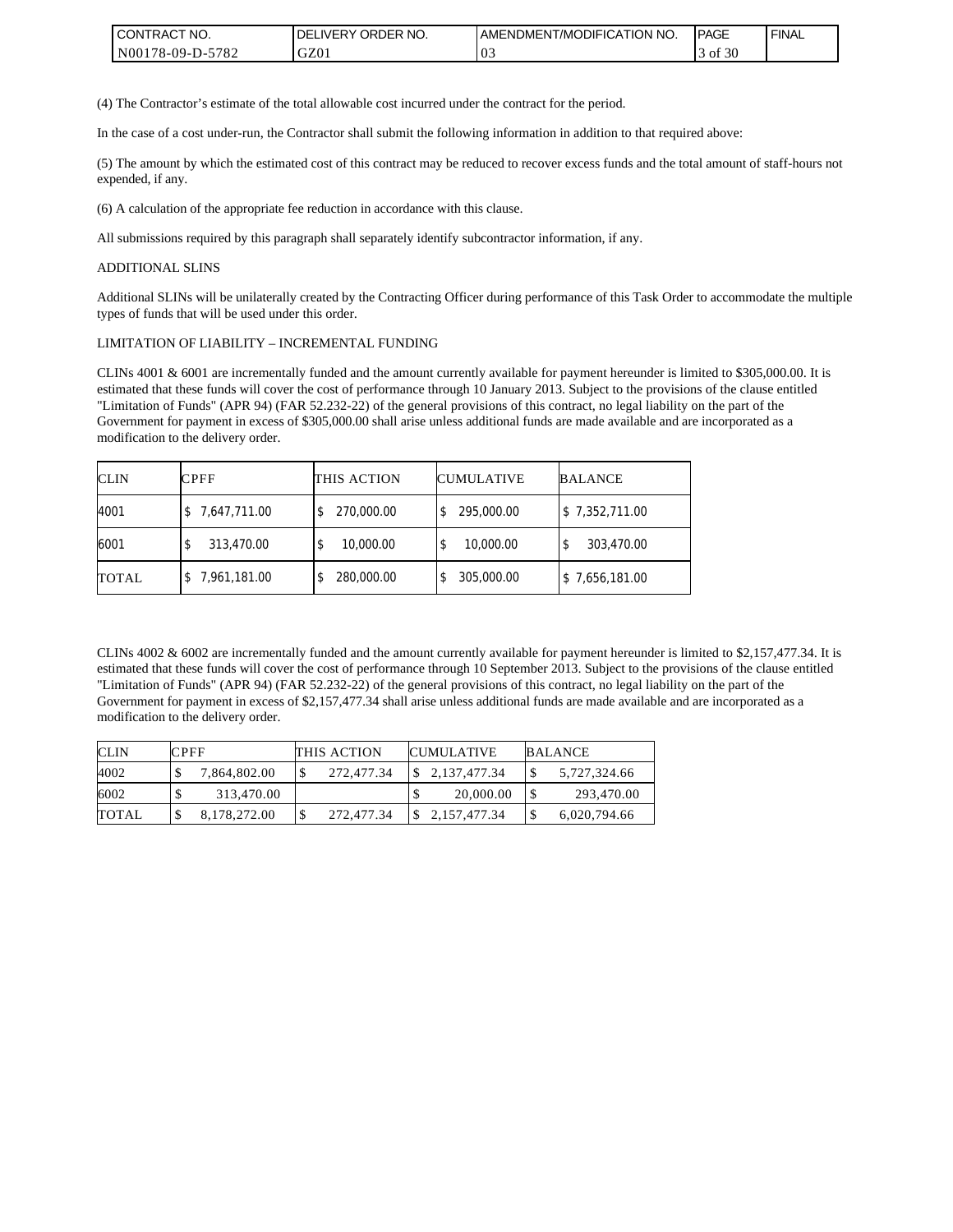(4) The Contractor's estimate of the total allowable cost incurred under the contract for the period.

In the case of a cost under-run, the Contractor shall submit the following information in addition to that required above:

(5) The amount by which the estimated cost of this contract may be reduced to recover excess funds and the total amount of staff-hours not expended, if any.

(6) A calculation of the appropriate fee reduction in accordance with this clause.

All submissions required by this paragraph shall separately identify subcontractor information, if any.

ADDITIONAL SLINS

Additional SLINs will be unilaterally created by the Contracting Officer during performance of this Task Order to accommodate the multiple types of funds that will be used under this order.

LIMITATION OF LIABILITY – INCREMENTAL FUNDING

CLINs 4001 & 6001 are incrementally funded and the amount currently available for payment hereunder is limited to $305,000.00. It is estimated that these funds will cover the cost of performance through 10 January 2013. Subject to the provisions of the clause entitled "Limitation of Funds" (APR 94) (FAR 52.232-22) of the general provisions of this contract, no legal liability on the part of the Government for payment in excess of $305,000.00 shall arise unless additional funds are made available and are incorporated as a modification to the delivery order.

| CLIN | CPFF | THIS ACTION | CUMULATIVE | BALANCE |
|---|---|---|---|---|
| 4001 | $ 7,647,711.00 | $ 270,000.00 | $ 295,000.00 | $ 7,352,711.00 |
| 6001 | $ 313,470.00 | $ 10,000.00 | $ 10,000.00 | $ 303,470.00 |
| TOTAL | $ 7,961,181.00 | $ 280,000.00 | $ 305,000.00 | $ 7,656,181.00 |

CLINs 4002 & 6002 are incrementally funded and the amount currently available for payment hereunder is limited to $2,157,477.34. It is estimated that these funds will cover the cost of performance through 10 September 2013. Subject to the provisions of the clause entitled "Limitation of Funds" (APR 94) (FAR 52.232-22) of the general provisions of this contract, no legal liability on the part of the Government for payment in excess of $2,157,477.34 shall arise unless additional funds are made available and are incorporated as a modification to the delivery order.

| CLIN | CPFF | THIS ACTION | CUMULATIVE | BALANCE |
|---|---|---|---|---|
| 4002 | $ 7,864,802.00 | $ 272,477.34 | $ 2,137,477.34 | $ 5,727,324.66 |
| 6002 | $ 313,470.00 | | $ 20,000.00 | $ 293,470.00 |
| TOTAL | $ 8,178,272.00 | $ 272,477.34 | $ 2,157,477.34 | $ 6,020,794.66 |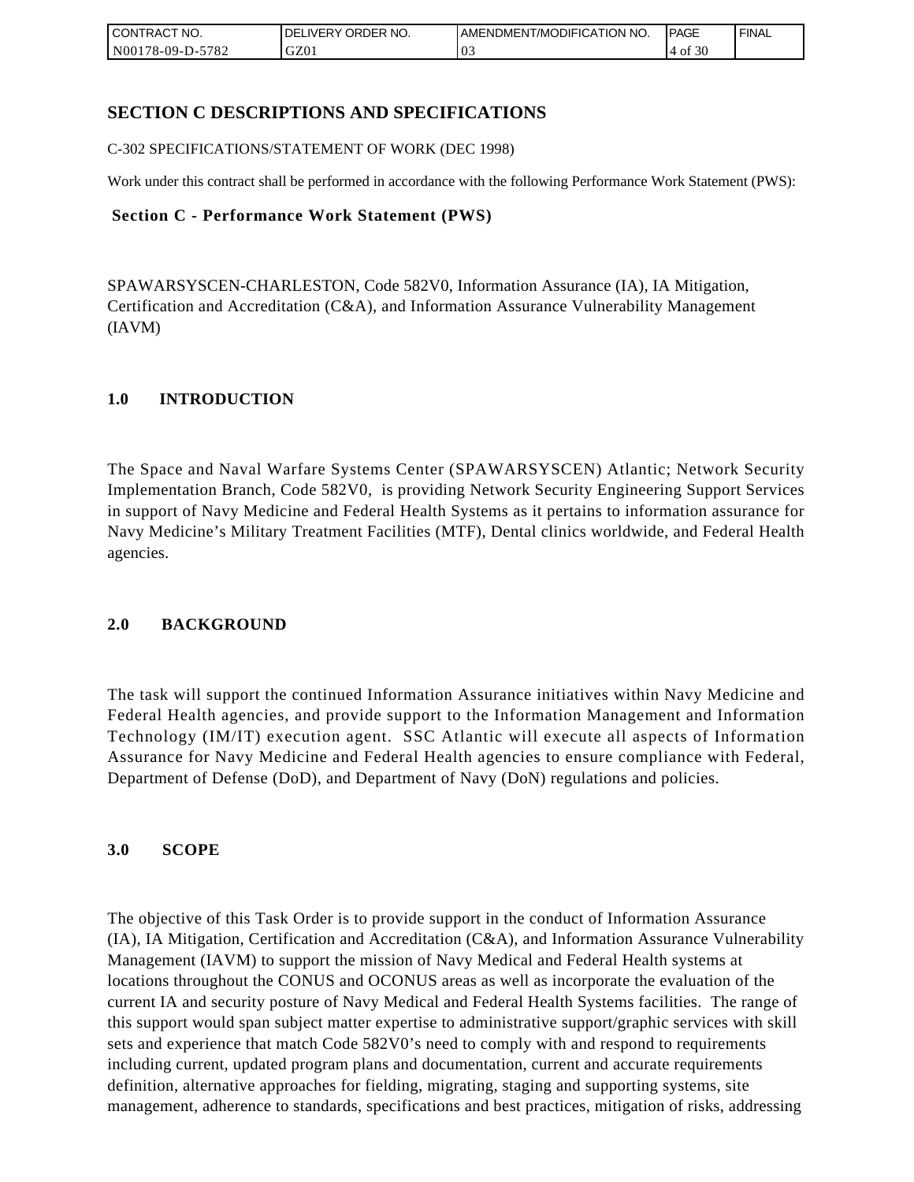## SECTION C DESCRIPTIONS AND SPECIFICATIONS

C-302 SPECIFICATIONS/STATEMENT OF WORK (DEC 1998)

Work under this contract shall be performed in accordance with the following Performance Work Statement (PWS):

**Section C - Performance Work Statement (PWS)**

SPAWARSYSCEN-CHARLESTON, Code 582V0, Information Assurance (IA), IA Mitigation, Certification and Accreditation (C&A), and Information Assurance Vulnerability Management (IAVM)

### 1.0 INTRODUCTION

The Space and Naval Warfare Systems Center (SPAWARSYSCEN) Atlantic; Network Security Implementation Branch, Code 582V0, is providing Network Security Engineering Support Services in support of Navy Medicine and Federal Health Systems as it pertains to information assurance for Navy Medicine's Military Treatment Facilities (MTF), Dental clinics worldwide, and Federal Health agencies.

### 2.0 BACKGROUND

The task will support the continued Information Assurance initiatives within Navy Medicine and Federal Health agencies, and provide support to the Information Management and Information Technology (IM/IT) execution agent. SSC Atlantic will execute all aspects of Information Assurance for Navy Medicine and Federal Health agencies to ensure compliance with Federal, Department of Defense (DoD), and Department of Navy (DoN) regulations and policies.

### 3.0 SCOPE

The objective of this Task Order is to provide support in the conduct of Information Assurance (IA), IA Mitigation, Certification and Accreditation (C&A), and Information Assurance Vulnerability Management (IAVM) to support the mission of Navy Medical and Federal Health systems at locations throughout the CONUS and OCONUS areas as well as incorporate the evaluation of the current IA and security posture of Navy Medical and Federal Health Systems facilities. The range of this support would span subject matter expertise to administrative support/graphic services with skill sets and experience that match Code 582V0's need to comply with and respond to requirements including current, updated program plans and documentation, current and accurate requirements definition, alternative approaches for fielding, migrating, staging and supporting systems, site management, adherence to standards, specifications and best practices, mitigation of risks, addressing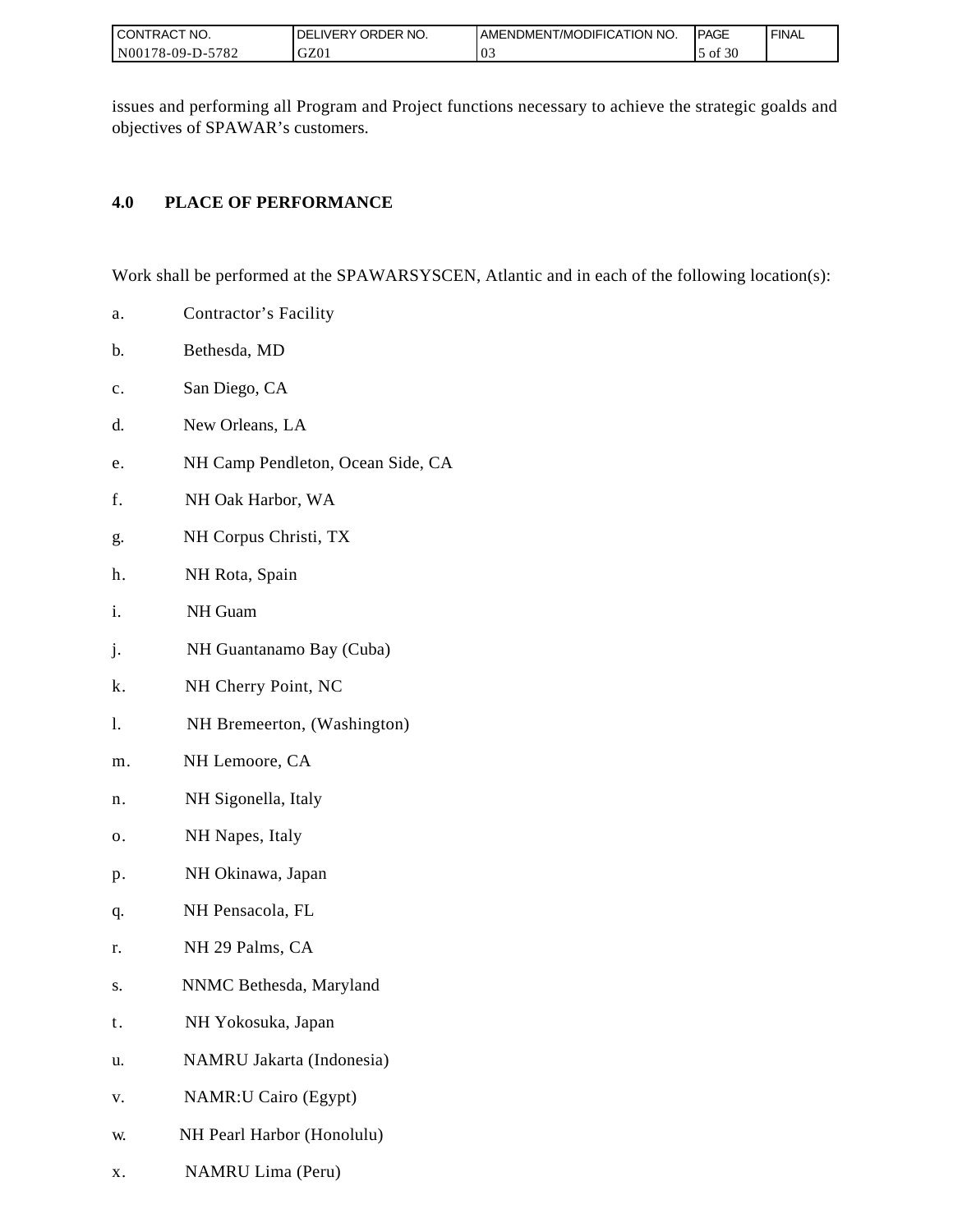issues and performing all Program and Project functions necessary to achieve the strategic goalds and objectives of SPAWAR's customers.

## 4.0 PLACE OF PERFORMANCE

Work shall be performed at the SPAWARSYSCEN, Atlantic and in each of the following location(s):

a. Contractor's Facility

b. Bethesda, MD

c. San Diego, CA

d. New Orleans, LA

e. NH Camp Pendleton, Ocean Side, CA

f. NH Oak Harbor, WA

g. NH Corpus Christi, TX

h. NH Rota, Spain

i. NH Guam

j. NH Guantanamo Bay (Cuba)

k. NH Cherry Point, NC

l. NH Bremeerton, (Washington)

m. NH Lemoore, CA

n. NH Sigonella, Italy

o. NH Napes, Italy

p. NH Okinawa, Japan

q. NH Pensacola, FL

r. NH 29 Palms, CA

s. NNMC Bethesda, Maryland

t. NH Yokosuka, Japan

u. NAMRU Jakarta (Indonesia)

v. NAMR:U Cairo (Egypt)

w. NH Pearl Harbor (Honolulu)

x. NAMRU Lima (Peru)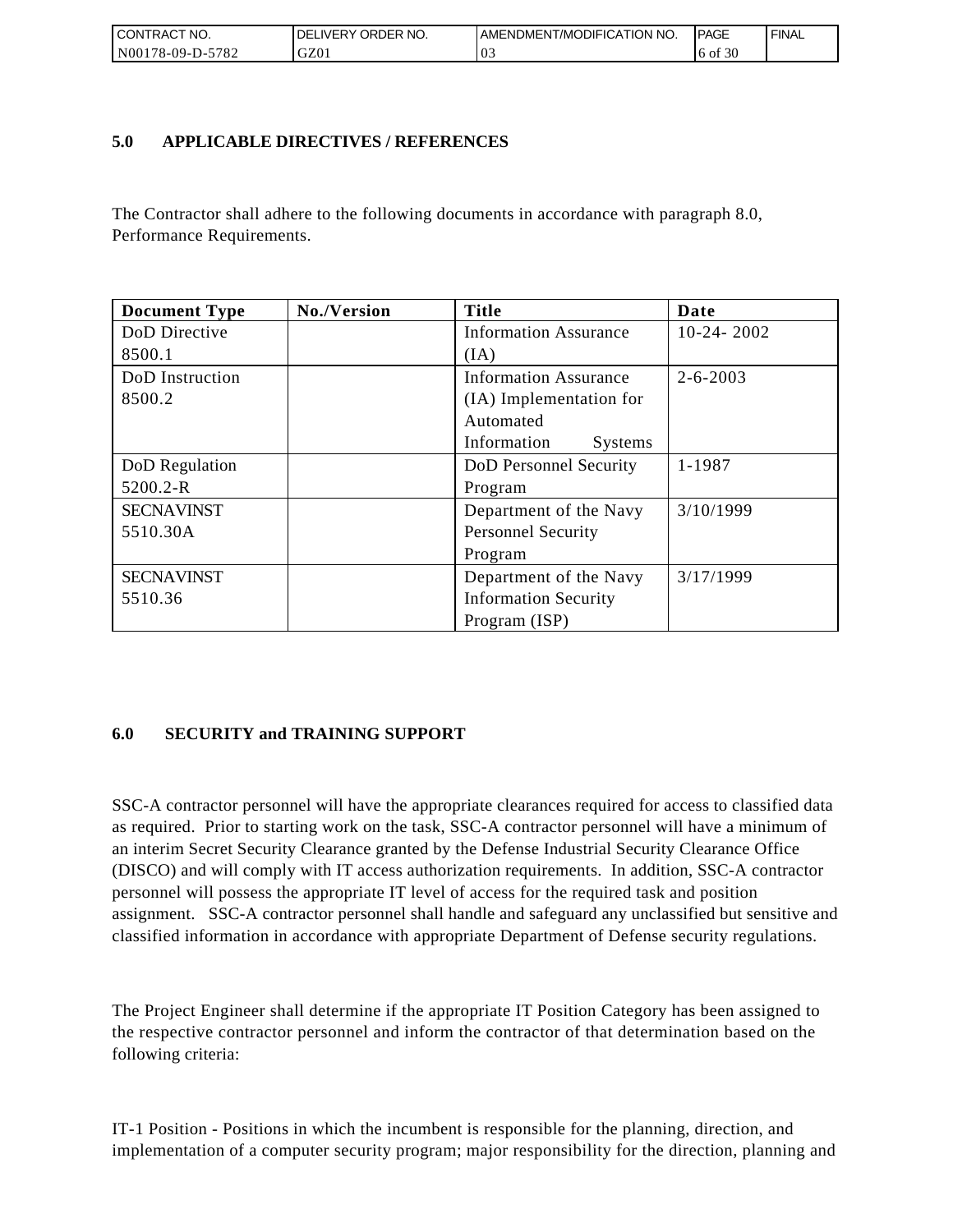## 5.0 APPLICABLE DIRECTIVES / REFERENCES

The Contractor shall adhere to the following documents in accordance with paragraph 8.0, Performance Requirements.

| Document Type | No./Version | Title | Date |
|---|---|---|---|
| DoD Directive 8500.1 | | Information Assurance (IA) | 10-24- 2002 |
| DoD Instruction 8500.2 | | Information Assurance (IA) Implementation for Automated Information Systems | 2-6-2003 |
| DoD Regulation 5200.2-R | | DoD Personnel Security Program | 1-1987 |
| SECNAVINST 5510.30A | | Department of the Navy Personnel Security Program | 3/10/1999 |
| SECNAVINST 5510.36 | | Department of the Navy Information Security Program (ISP) | 3/17/1999 |

## 6.0 SECURITY and TRAINING SUPPORT

SSC-A contractor personnel will have the appropriate clearances required for access to classified data as required. Prior to starting work on the task, SSC-A contractor personnel will have a minimum of an interim Secret Security Clearance granted by the Defense Industrial Security Clearance Office (DISCO) and will comply with IT access authorization requirements. In addition, SSC-A contractor personnel will possess the appropriate IT level of access for the required task and position assignment. SSC-A contractor personnel shall handle and safeguard any unclassified but sensitive and classified information in accordance with appropriate Department of Defense security regulations.

The Project Engineer shall determine if the appropriate IT Position Category has been assigned to the respective contractor personnel and inform the contractor of that determination based on the following criteria:

IT-1 Position - Positions in which the incumbent is responsible for the planning, direction, and implementation of a computer security program; major responsibility for the direction, planning and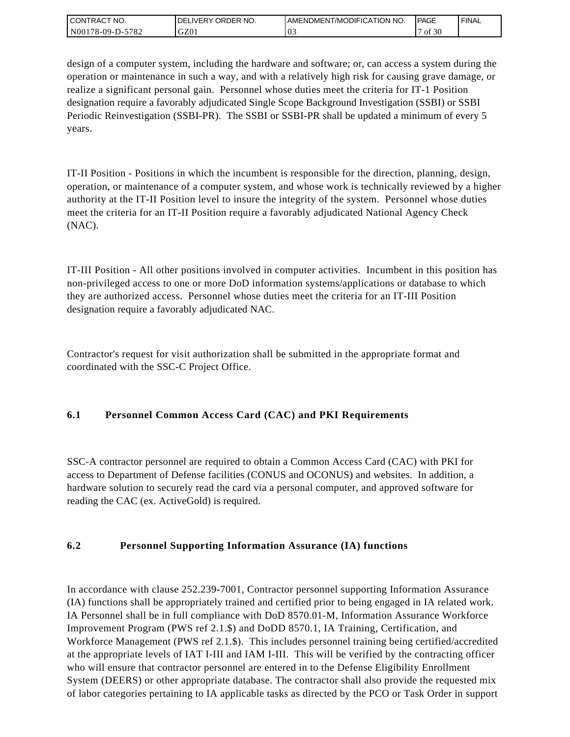design of a computer system, including the hardware and software; or, can access a system during the operation or maintenance in such a way, and with a relatively high risk for causing grave damage, or realize a significant personal gain. Personnel whose duties meet the criteria for IT-1 Position designation require a favorably adjudicated Single Scope Background Investigation (SSBI) or SSBI Periodic Reinvestigation (SSBI-PR). The SSBI or SSBI-PR shall be updated a minimum of every 5 years.

IT-II Position - Positions in which the incumbent is responsible for the direction, planning, design, operation, or maintenance of a computer system, and whose work is technically reviewed by a higher authority at the IT-II Position level to insure the integrity of the system. Personnel whose duties meet the criteria for an IT-II Position require a favorably adjudicated National Agency Check (NAC).

IT-III Position - All other positions involved in computer activities. Incumbent in this position has non-privileged access to one or more DoD information systems/applications or database to which they are authorized access. Personnel whose duties meet the criteria for an IT-III Position designation require a favorably adjudicated NAC.

Contractor's request for visit authorization shall be submitted in the appropriate format and coordinated with the SSC-C Project Office.

### 6.1 Personnel Common Access Card (CAC) and PKI Requirements

SSC-A contractor personnel are required to obtain a Common Access Card (CAC) with PKI for access to Department of Defense facilities (CONUS and OCONUS) and websites. In addition, a hardware solution to securely read the card via a personal computer, and approved software for reading the CAC (ex. ActiveGold) is required.

### 6.2 Personnel Supporting Information Assurance (IA) functions

In accordance with clause 252.239-7001, Contractor personnel supporting Information Assurance (IA) functions shall be appropriately trained and certified prior to being engaged in IA related work. IA Personnel shall be in full compliance with DoD 8570.01-M, Information Assurance Workforce Improvement Program (PWS ref 2.1.$) and DoDD 8570.1, IA Training, Certification, and Workforce Management (PWS ref 2.1.$). This includes personnel training being certified/accredited at the appropriate levels of IAT I-III and IAM I-III. This will be verified by the contracting officer who will ensure that contractor personnel are entered in to the Defense Eligibility Enrollment System (DEERS) or other appropriate database. The contractor shall also provide the requested mix of labor categories pertaining to IA applicable tasks as directed by the PCO or Task Order in support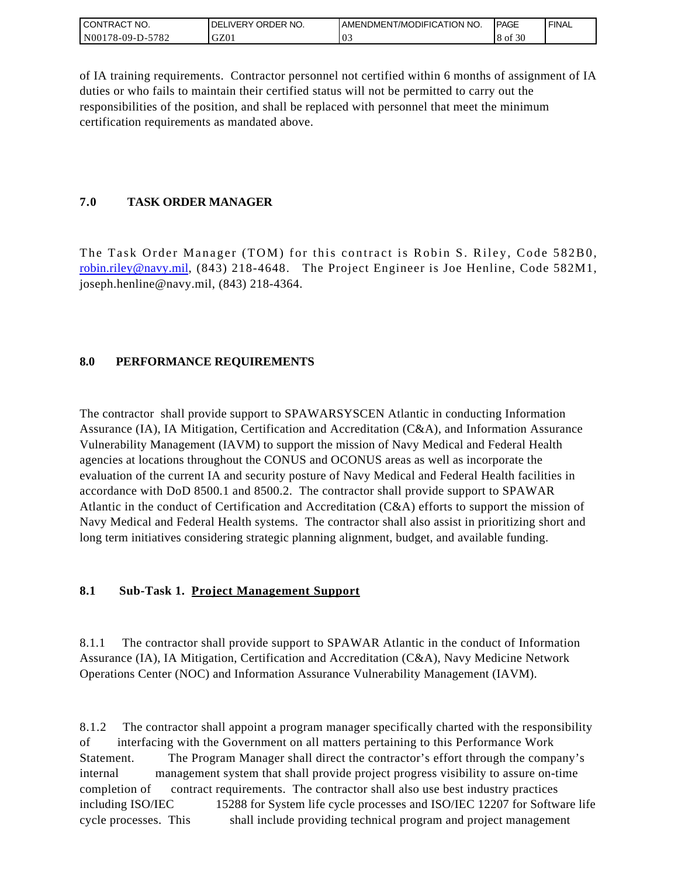of IA training requirements. Contractor personnel not certified within 6 months of assignment of IA duties or who fails to maintain their certified status will not be permitted to carry out the responsibilities of the position, and shall be replaced with personnel that meet the minimum certification requirements as mandated above.

## 7.0 TASK ORDER MANAGER

The Task Order Manager (TOM) for this contract is Robin S. Riley, Code 582B0, robin.riley@navy.mil, (843) 218-4648. The Project Engineer is Joe Henline, Code 582M1, joseph.henline@navy.mil, (843) 218-4364.

## 8.0 PERFORMANCE REQUIREMENTS

The contractor shall provide support to SPAWARSYSCEN Atlantic in conducting Information Assurance (IA), IA Mitigation, Certification and Accreditation (C&A), and Information Assurance Vulnerability Management (IAVM) to support the mission of Navy Medical and Federal Health agencies at locations throughout the CONUS and OCONUS areas as well as incorporate the evaluation of the current IA and security posture of Navy Medical and Federal Health facilities in accordance with DoD 8500.1 and 8500.2. The contractor shall provide support to SPAWAR Atlantic in the conduct of Certification and Accreditation (C&A) efforts to support the mission of Navy Medical and Federal Health systems. The contractor shall also assist in prioritizing short and long term initiatives considering strategic planning alignment, budget, and available funding.

### 8.1 Sub-Task 1. Project Management Support

8.1.1 The contractor shall provide support to SPAWAR Atlantic in the conduct of Information Assurance (IA), IA Mitigation, Certification and Accreditation (C&A), Navy Medicine Network Operations Center (NOC) and Information Assurance Vulnerability Management (IAVM).

8.1.2 The contractor shall appoint a program manager specifically charted with the responsibility of interfacing with the Government on all matters pertaining to this Performance Work Statement. The Program Manager shall direct the contractor's effort through the company's internal management system that shall provide project progress visibility to assure on-time completion of contract requirements. The contractor shall also use best industry practices including ISO/IEC 15288 for System life cycle processes and ISO/IEC 12207 for Software life cycle processes. This shall include providing technical program and project management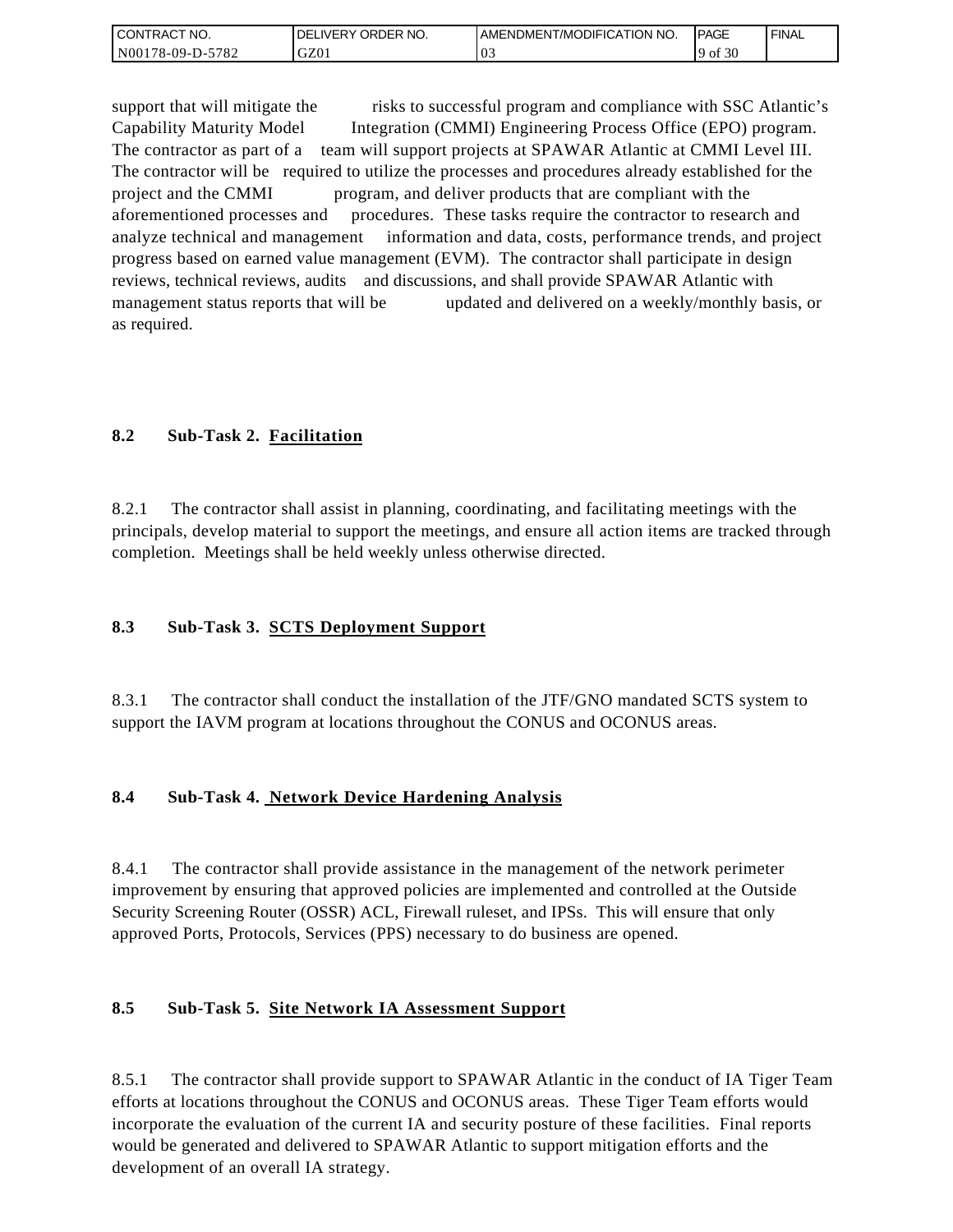support that will mitigate the risks to successful program and compliance with SSC Atlantic's Capability Maturity Model Integration (CMMI) Engineering Process Office (EPO) program. The contractor as part of a team will support projects at SPAWAR Atlantic at CMMI Level III. The contractor will be required to utilize the processes and procedures already established for the project and the CMMI program, and deliver products that are compliant with the aforementioned processes and procedures. These tasks require the contractor to research and analyze technical and management information and data, costs, performance trends, and project progress based on earned value management (EVM). The contractor shall participate in design reviews, technical reviews, audits and discussions, and shall provide SPAWAR Atlantic with management status reports that will be updated and delivered on a weekly/monthly basis, or as required.

### 8.2 Sub-Task 2. Facilitation

8.2.1 The contractor shall assist in planning, coordinating, and facilitating meetings with the principals, develop material to support the meetings, and ensure all action items are tracked through completion. Meetings shall be held weekly unless otherwise directed.

### 8.3 Sub-Task 3. SCTS Deployment Support

8.3.1 The contractor shall conduct the installation of the JTF/GNO mandated SCTS system to support the IAVM program at locations throughout the CONUS and OCONUS areas.

### 8.4 Sub-Task 4. Network Device Hardening Analysis

8.4.1 The contractor shall provide assistance in the management of the network perimeter improvement by ensuring that approved policies are implemented and controlled at the Outside Security Screening Router (OSSR) ACL, Firewall ruleset, and IPSs. This will ensure that only approved Ports, Protocols, Services (PPS) necessary to do business are opened.

### 8.5 Sub-Task 5. Site Network IA Assessment Support

8.5.1 The contractor shall provide support to SPAWAR Atlantic in the conduct of IA Tiger Team efforts at locations throughout the CONUS and OCONUS areas. These Tiger Team efforts would incorporate the evaluation of the current IA and security posture of these facilities. Final reports would be generated and delivered to SPAWAR Atlantic to support mitigation efforts and the development of an overall IA strategy.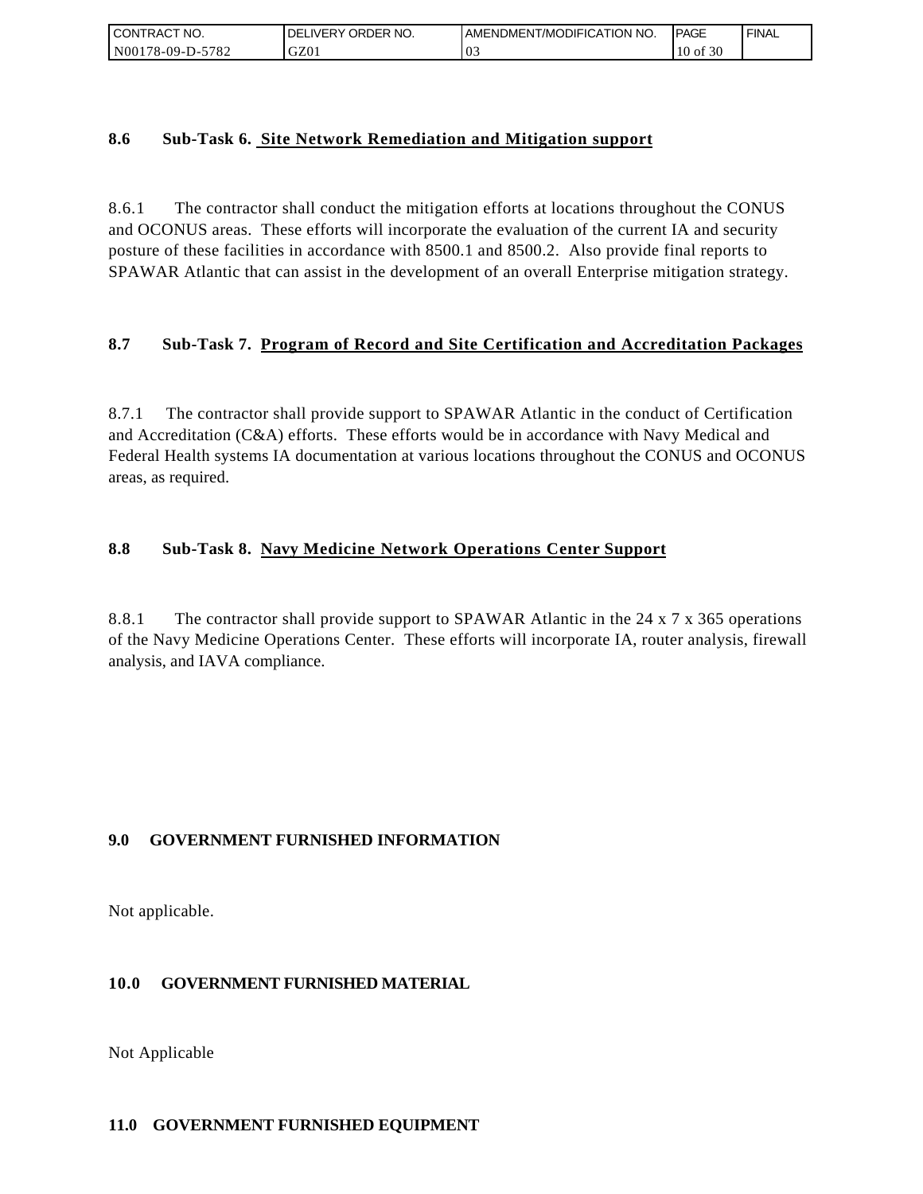### 8.6 Sub-Task 6. Site Network Remediation and Mitigation support

8.6.1 The contractor shall conduct the mitigation efforts at locations throughout the CONUS and OCONUS areas. These efforts will incorporate the evaluation of the current IA and security posture of these facilities in accordance with 8500.1 and 8500.2. Also provide final reports to SPAWAR Atlantic that can assist in the development of an overall Enterprise mitigation strategy.

### 8.7 Sub-Task 7. Program of Record and Site Certification and Accreditation Packages

8.7.1 The contractor shall provide support to SPAWAR Atlantic in the conduct of Certification and Accreditation (C&A) efforts. These efforts would be in accordance with Navy Medical and Federal Health systems IA documentation at various locations throughout the CONUS and OCONUS areas, as required.

### 8.8 Sub-Task 8. Navy Medicine Network Operations Center Support

8.8.1 The contractor shall provide support to SPAWAR Atlantic in the 24 x 7 x 365 operations of the Navy Medicine Operations Center. These efforts will incorporate IA, router analysis, firewall analysis, and IAVA compliance.

## 9.0 GOVERNMENT FURNISHED INFORMATION

Not applicable.

## 10.0 GOVERNMENT FURNISHED MATERIAL

Not Applicable

## 11.0 GOVERNMENT FURNISHED EQUIPMENT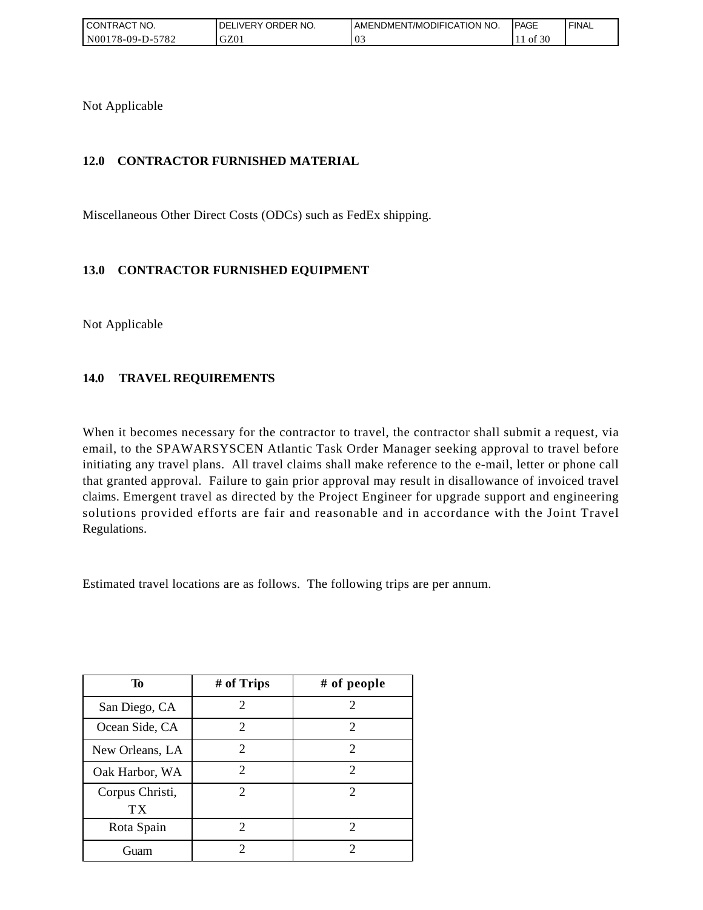Not Applicable

## 12.0 CONTRACTOR FURNISHED MATERIAL

Miscellaneous Other Direct Costs (ODCs) such as FedEx shipping.

## 13.0 CONTRACTOR FURNISHED EQUIPMENT

Not Applicable

## 14.0 TRAVEL REQUIREMENTS

When it becomes necessary for the contractor to travel, the contractor shall submit a request, via email, to the SPAWARSYSCEN Atlantic Task Order Manager seeking approval to travel before initiating any travel plans. All travel claims shall make reference to the e-mail, letter or phone call that granted approval. Failure to gain prior approval may result in disallowance of invoiced travel claims. Emergent travel as directed by the Project Engineer for upgrade support and engineering solutions provided efforts are fair and reasonable and in accordance with the Joint Travel Regulations.

Estimated travel locations are as follows. The following trips are per annum.

| To | # of Trips | # of people |
|---|---|---|
| San Diego, CA | 2 | 2 |
| Ocean Side, CA | 2 | 2 |
| New Orleans, LA | 2 | 2 |
| Oak Harbor, WA | 2 | 2 |
| Corpus Christi, TX | 2 | 2 |
| Rota Spain | 2 | 2 |
| Guam | 2 | 2 |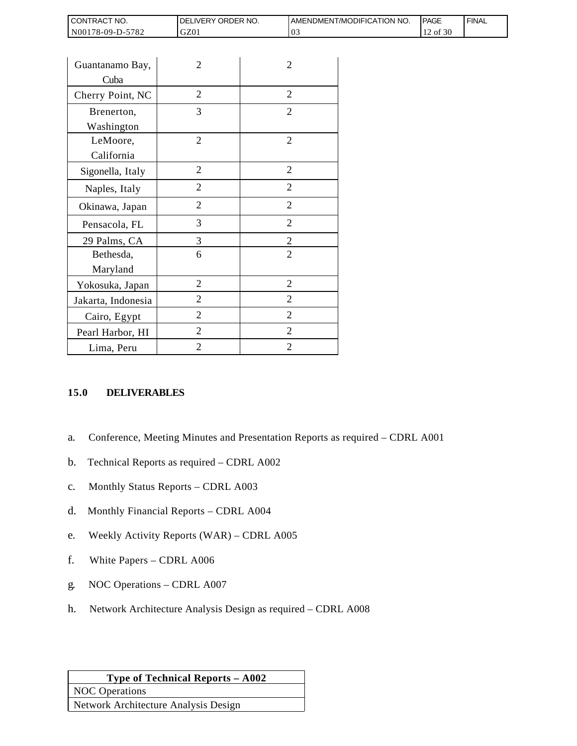| | | |
|---|---|---|
| Guantanamo Bay, Cuba | 2 | 2 |
| Cherry Point, NC | 2 | 2 |
| Brenerton, Washington | 3 | 2 |
| LeMoore, California | 2 | 2 |
| Sigonella, Italy | 2 | 2 |
| Naples, Italy | 2 | 2 |
| Okinawa, Japan | 2 | 2 |
| Pensacola, FL | 3 | 2 |
| 29 Palms, CA | 3 | 2 |
| Bethesda, Maryland | 6 | 2 |
| Yokosuka, Japan | 2 | 2 |
| Jakarta, Indonesia | 2 | 2 |
| Cairo, Egypt | 2 | 2 |
| Pearl Harbor, HI | 2 | 2 |
| Lima, Peru | 2 | 2 |

## 15.0 DELIVERABLES

a. Conference, Meeting Minutes and Presentation Reports as required – CDRL A001

b. Technical Reports as required – CDRL A002

c. Monthly Status Reports – CDRL A003

d. Monthly Financial Reports – CDRL A004

e. Weekly Activity Reports (WAR) – CDRL A005

f. White Papers – CDRL A006

g. NOC Operations – CDRL A007

h. Network Architecture Analysis Design as required – CDRL A008

| Type of Technical Reports – A002 |
|---|
| NOC Operations |
| Network Architecture Analysis Design |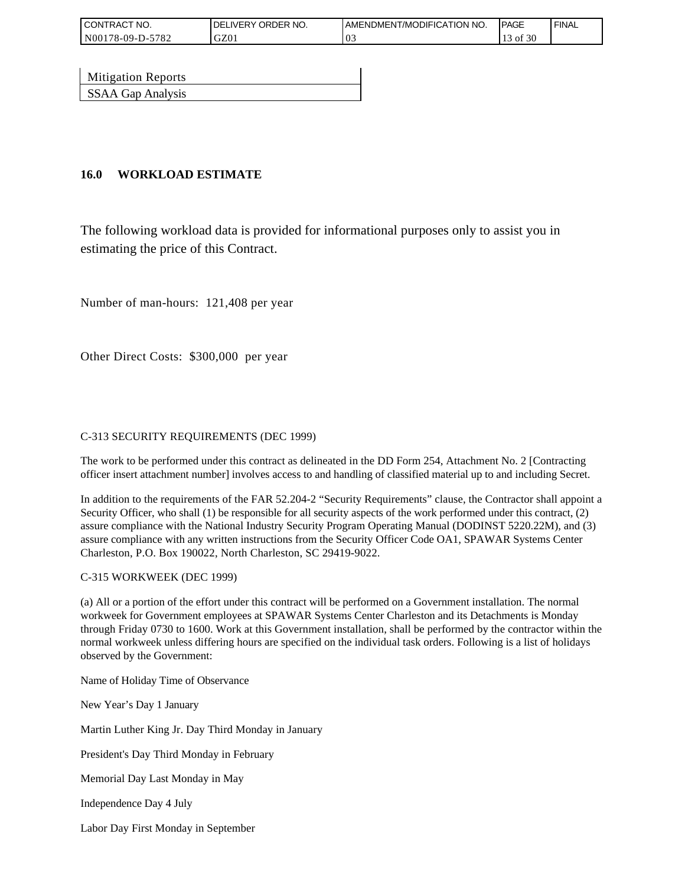| Mitigation Reports |
| --- |
| SSAA Gap Analysis |

## 16.0 WORKLOAD ESTIMATE

The following workload data is provided for informational purposes only to assist you in estimating the price of this Contract.

Number of man-hours: 121,408 per year

Other Direct Costs: $300,000 per year

C-313 SECURITY REQUIREMENTS (DEC 1999)

The work to be performed under this contract as delineated in the DD Form 254, Attachment No. 2 [Contracting officer insert attachment number] involves access to and handling of classified material up to and including Secret.

In addition to the requirements of the FAR 52.204-2 “Security Requirements” clause, the Contractor shall appoint a Security Officer, who shall (1) be responsible for all security aspects of the work performed under this contract, (2) assure compliance with the National Industry Security Program Operating Manual (DODINST 5220.22M), and (3) assure compliance with any written instructions from the Security Officer Code OA1, SPAWAR Systems Center Charleston, P.O. Box 190022, North Charleston, SC 29419-9022.

C-315 WORKWEEK (DEC 1999)

(a) All or a portion of the effort under this contract will be performed on a Government installation. The normal workweek for Government employees at SPAWAR Systems Center Charleston and its Detachments is Monday through Friday 0730 to 1600. Work at this Government installation, shall be performed by the contractor within the normal workweek unless differing hours are specified on the individual task orders. Following is a list of holidays observed by the Government:

Name of Holiday Time of Observance

New Year’s Day 1 January

Martin Luther King Jr. Day Third Monday in January

President's Day Third Monday in February

Memorial Day Last Monday in May

Independence Day 4 July

Labor Day First Monday in September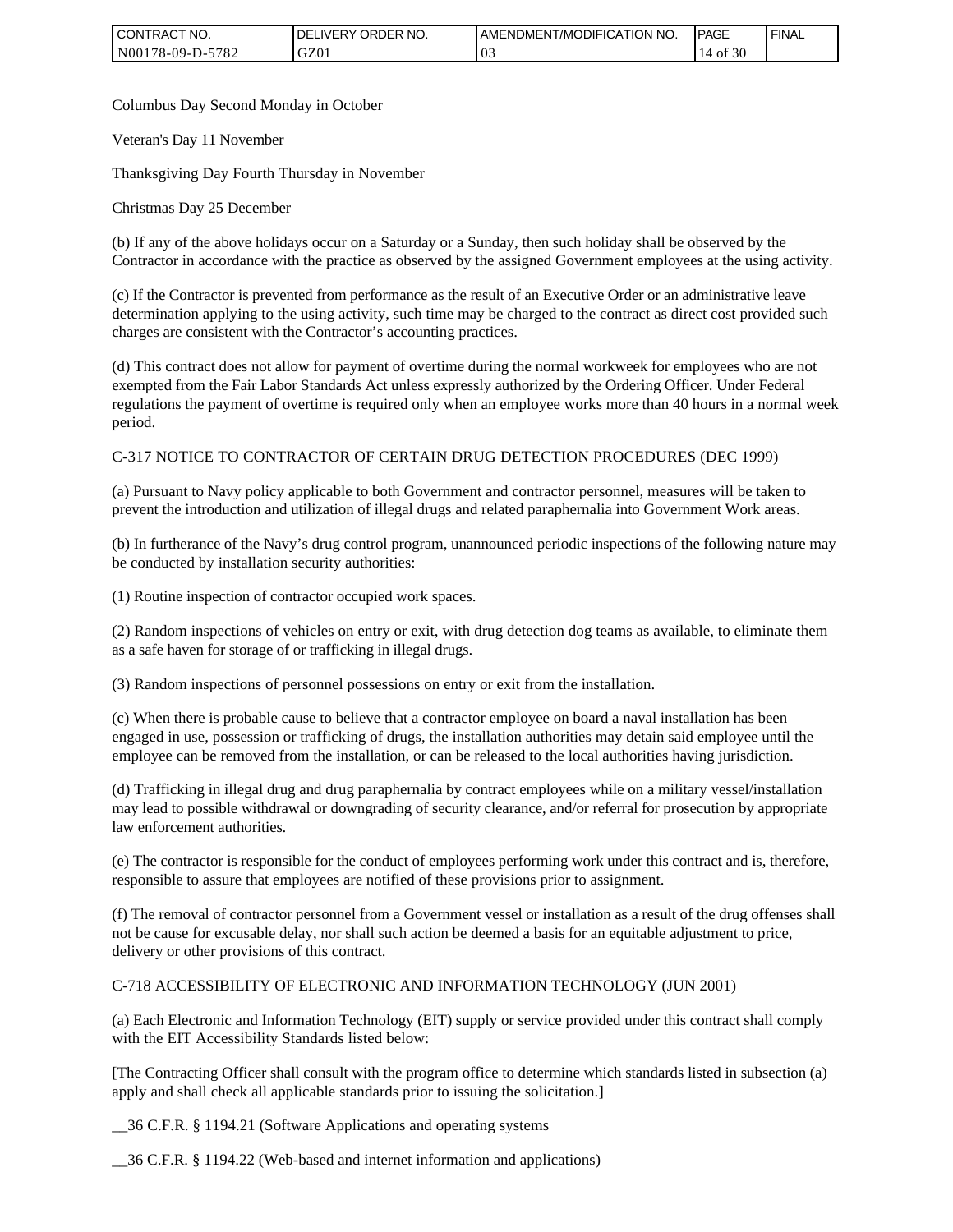Columbus Day Second Monday in October

Veteran's Day 11 November

Thanksgiving Day Fourth Thursday in November

Christmas Day 25 December

(b) If any of the above holidays occur on a Saturday or a Sunday, then such holiday shall be observed by the Contractor in accordance with the practice as observed by the assigned Government employees at the using activity.

(c) If the Contractor is prevented from performance as the result of an Executive Order or an administrative leave determination applying to the using activity, such time may be charged to the contract as direct cost provided such charges are consistent with the Contractor's accounting practices.

(d) This contract does not allow for payment of overtime during the normal workweek for employees who are not exempted from the Fair Labor Standards Act unless expressly authorized by the Ordering Officer. Under Federal regulations the payment of overtime is required only when an employee works more than 40 hours in a normal week period.

C-317 NOTICE TO CONTRACTOR OF CERTAIN DRUG DETECTION PROCEDURES (DEC 1999)

(a) Pursuant to Navy policy applicable to both Government and contractor personnel, measures will be taken to prevent the introduction and utilization of illegal drugs and related paraphernalia into Government Work areas.

(b) In furtherance of the Navy's drug control program, unannounced periodic inspections of the following nature may be conducted by installation security authorities:

(1) Routine inspection of contractor occupied work spaces.

(2) Random inspections of vehicles on entry or exit, with drug detection dog teams as available, to eliminate them as a safe haven for storage of or trafficking in illegal drugs.

(3) Random inspections of personnel possessions on entry or exit from the installation.

(c) When there is probable cause to believe that a contractor employee on board a naval installation has been engaged in use, possession or trafficking of drugs, the installation authorities may detain said employee until the employee can be removed from the installation, or can be released to the local authorities having jurisdiction.

(d) Trafficking in illegal drug and drug paraphernalia by contract employees while on a military vessel/installation may lead to possible withdrawal or downgrading of security clearance, and/or referral for prosecution by appropriate law enforcement authorities.

(e) The contractor is responsible for the conduct of employees performing work under this contract and is, therefore, responsible to assure that employees are notified of these provisions prior to assignment.

(f) The removal of contractor personnel from a Government vessel or installation as a result of the drug offenses shall not be cause for excusable delay, nor shall such action be deemed a basis for an equitable adjustment to price, delivery or other provisions of this contract.

C-718 ACCESSIBILITY OF ELECTRONIC AND INFORMATION TECHNOLOGY (JUN 2001)

(a) Each Electronic and Information Technology (EIT) supply or service provided under this contract shall comply with the EIT Accessibility Standards listed below:

[The Contracting Officer shall consult with the program office to determine which standards listed in subsection (a) apply and shall check all applicable standards prior to issuing the solicitation.]

__36 C.F.R. § 1194.21 (Software Applications and operating systems

__36 C.F.R. § 1194.22 (Web-based and internet information and applications)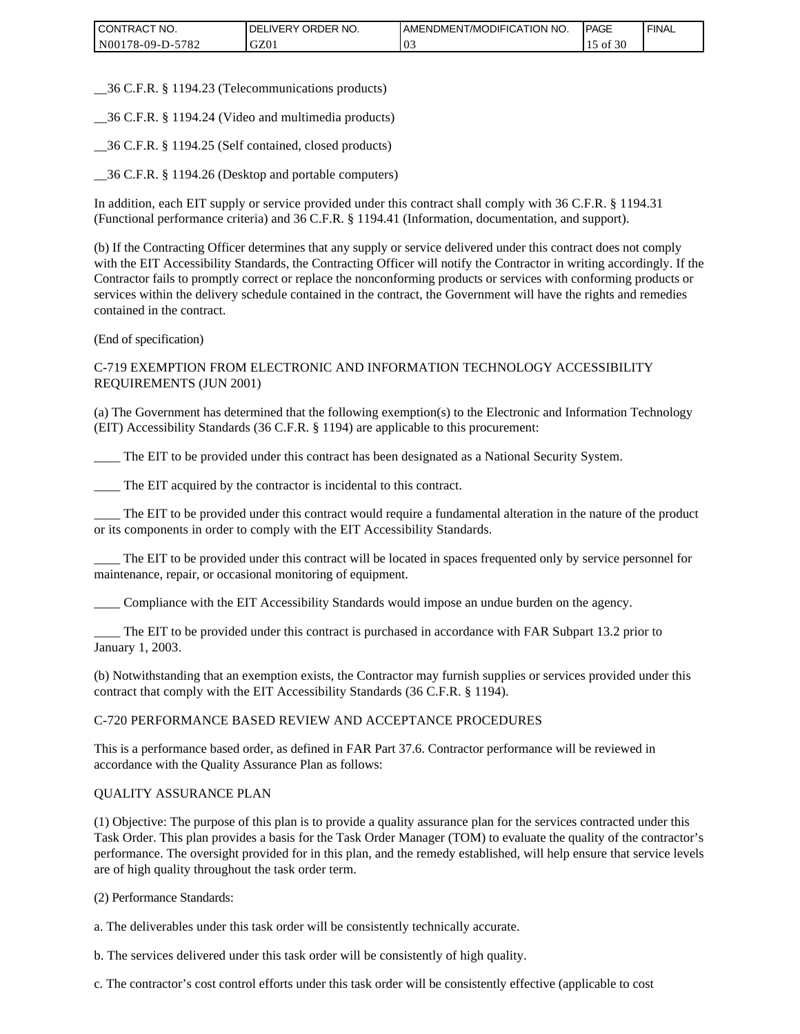__36 C.F.R. § 1194.23 (Telecommunications products)

__36 C.F.R. § 1194.24 (Video and multimedia products)

__36 C.F.R. § 1194.25 (Self contained, closed products)

__36 C.F.R. § 1194.26 (Desktop and portable computers)

In addition, each EIT supply or service provided under this contract shall comply with 36 C.F.R. § 1194.31 (Functional performance criteria) and 36 C.F.R. § 1194.41 (Information, documentation, and support).

(b) If the Contracting Officer determines that any supply or service delivered under this contract does not comply with the EIT Accessibility Standards, the Contracting Officer will notify the Contractor in writing accordingly. If the Contractor fails to promptly correct or replace the nonconforming products or services with conforming products or services within the delivery schedule contained in the contract, the Government will have the rights and remedies contained in the contract.

(End of specification)

C-719 EXEMPTION FROM ELECTRONIC AND INFORMATION TECHNOLOGY ACCESSIBILITY REQUIREMENTS (JUN 2001)

(a) The Government has determined that the following exemption(s) to the Electronic and Information Technology (EIT) Accessibility Standards (36 C.F.R. § 1194) are applicable to this procurement:

____ The EIT to be provided under this contract has been designated as a National Security System.

____ The EIT acquired by the contractor is incidental to this contract.

____ The EIT to be provided under this contract would require a fundamental alteration in the nature of the product or its components in order to comply with the EIT Accessibility Standards.

____ The EIT to be provided under this contract will be located in spaces frequented only by service personnel for maintenance, repair, or occasional monitoring of equipment.

____ Compliance with the EIT Accessibility Standards would impose an undue burden on the agency.

____ The EIT to be provided under this contract is purchased in accordance with FAR Subpart 13.2 prior to January 1, 2003.

(b) Notwithstanding that an exemption exists, the Contractor may furnish supplies or services provided under this contract that comply with the EIT Accessibility Standards (36 C.F.R. § 1194).

C-720 PERFORMANCE BASED REVIEW AND ACCEPTANCE PROCEDURES

This is a performance based order, as defined in FAR Part 37.6. Contractor performance will be reviewed in accordance with the Quality Assurance Plan as follows:

QUALITY ASSURANCE PLAN

(1) Objective: The purpose of this plan is to provide a quality assurance plan for the services contracted under this Task Order. This plan provides a basis for the Task Order Manager (TOM) to evaluate the quality of the contractor's performance. The oversight provided for in this plan, and the remedy established, will help ensure that service levels are of high quality throughout the task order term.

(2) Performance Standards:

a. The deliverables under this task order will be consistently technically accurate.

b. The services delivered under this task order will be consistently of high quality.

c. The contractor's cost control efforts under this task order will be consistently effective (applicable to cost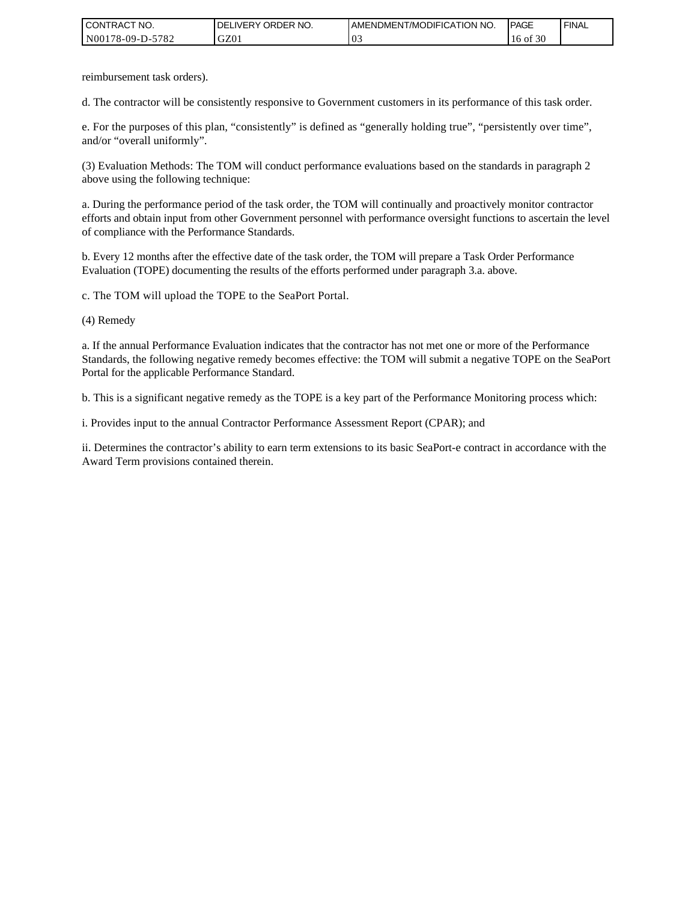reimbursement task orders).

d. The contractor will be consistently responsive to Government customers in its performance of this task order.

e. For the purposes of this plan, “consistently” is defined as “generally holding true”, “persistently over time”, and/or “overall uniformly”.

(3) Evaluation Methods: The TOM will conduct performance evaluations based on the standards in paragraph 2 above using the following technique:

a. During the performance period of the task order, the TOM will continually and proactively monitor contractor efforts and obtain input from other Government personnel with performance oversight functions to ascertain the level of compliance with the Performance Standards.

b. Every 12 months after the effective date of the task order, the TOM will prepare a Task Order Performance Evaluation (TOPE) documenting the results of the efforts performed under paragraph 3.a. above.

c. The TOM will upload the TOPE to the SeaPort Portal.

(4) Remedy

a. If the annual Performance Evaluation indicates that the contractor has not met one or more of the Performance Standards, the following negative remedy becomes effective: the TOM will submit a negative TOPE on the SeaPort Portal for the applicable Performance Standard.

b. This is a significant negative remedy as the TOPE is a key part of the Performance Monitoring process which:

i. Provides input to the annual Contractor Performance Assessment Report (CPAR); and

ii. Determines the contractor’s ability to earn term extensions to its basic SeaPort-e contract in accordance with the Award Term provisions contained therein.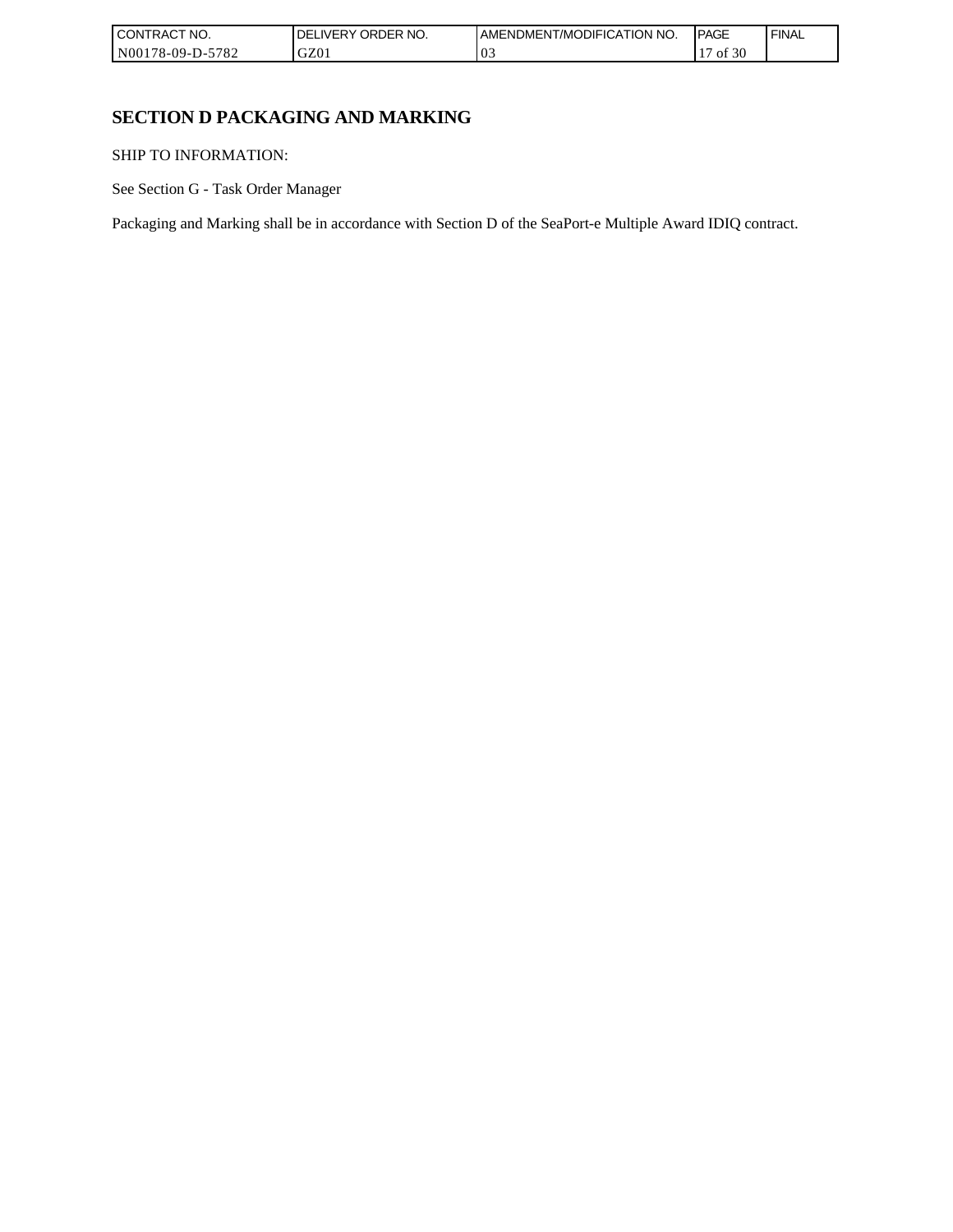# SECTION D PACKAGING AND MARKING

SHIP TO INFORMATION:

See Section G - Task Order Manager

Packaging and Marking shall be in accordance with Section D of the SeaPort-e Multiple Award IDIQ contract.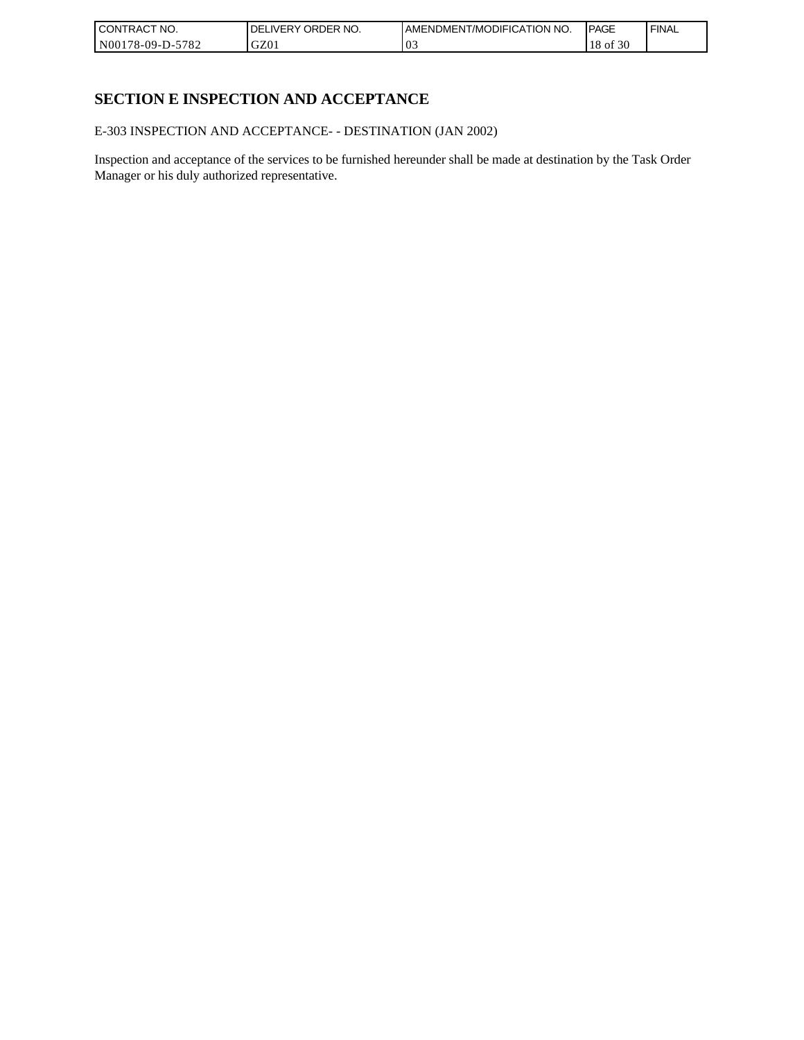# SECTION E INSPECTION AND ACCEPTANCE

E-303 INSPECTION AND ACCEPTANCE- - DESTINATION (JAN 2002)

Inspection and acceptance of the services to be furnished hereunder shall be made at destination by the Task Order Manager or his duly authorized representative.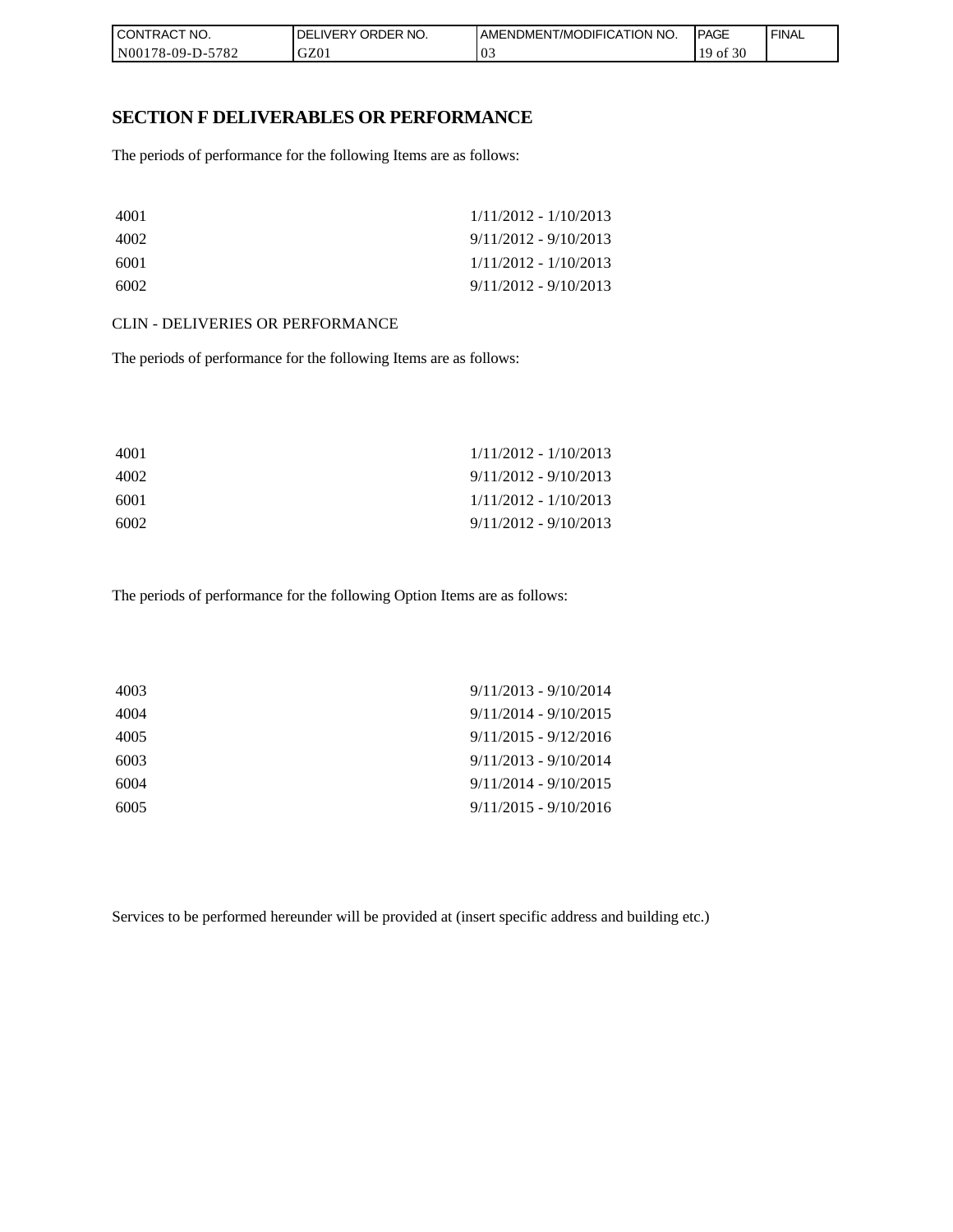## SECTION F DELIVERABLES OR PERFORMANCE

The periods of performance for the following Items are as follows:

| | |
|---|---|
| 4001 | 1/11/2012 - 1/10/2013 |
| 4002 | 9/11/2012 - 9/10/2013 |
| 6001 | 1/11/2012 - 1/10/2013 |
| 6002 | 9/11/2012 - 9/10/2013 |

CLIN - DELIVERIES OR PERFORMANCE

The periods of performance for the following Items are as follows:

| | |
|---|---|
| 4001 | 1/11/2012 - 1/10/2013 |
| 4002 | 9/11/2012 - 9/10/2013 |
| 6001 | 1/11/2012 - 1/10/2013 |
| 6002 | 9/11/2012 - 9/10/2013 |

The periods of performance for the following Option Items are as follows:

| | |
|---|---|
| 4003 | 9/11/2013 - 9/10/2014 |
| 4004 | 9/11/2014 - 9/10/2015 |
| 4005 | 9/11/2015 - 9/12/2016 |
| 6003 | 9/11/2013 - 9/10/2014 |
| 6004 | 9/11/2014 - 9/10/2015 |
| 6005 | 9/11/2015 - 9/10/2016 |

Services to be performed hereunder will be provided at (insert specific address and building etc.)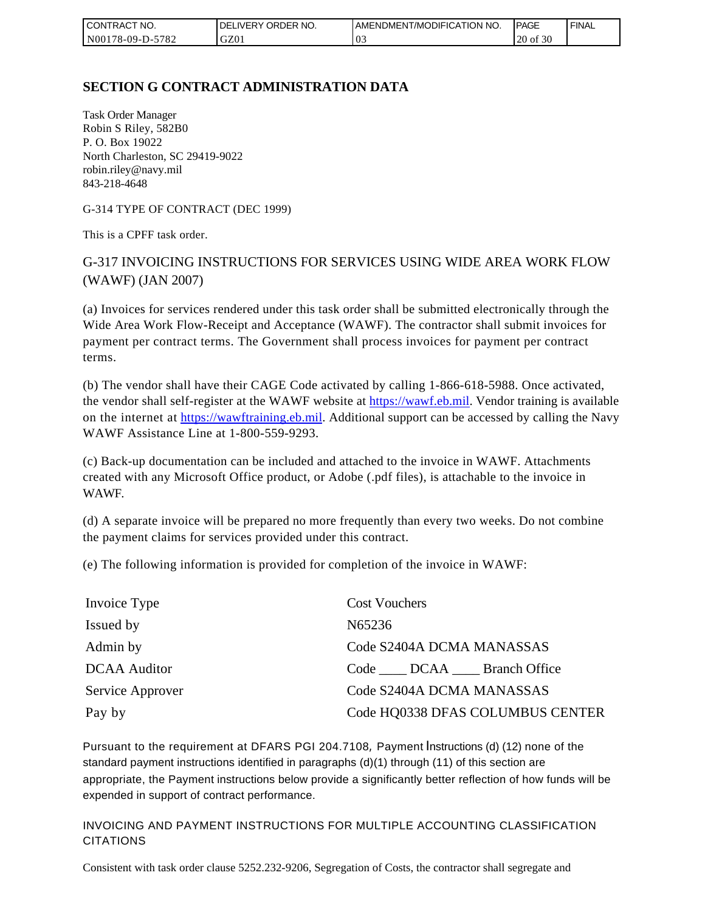## SECTION G CONTRACT ADMINISTRATION DATA

Task Order Manager
Robin S Riley, 582B0
P. O. Box 19022
North Charleston, SC 29419-9022
robin.riley@navy.mil
843-218-4648

G-314 TYPE OF CONTRACT (DEC 1999)

This is a CPFF task order.

### G-317 INVOICING INSTRUCTIONS FOR SERVICES USING WIDE AREA WORK FLOW (WAWF) (JAN 2007)

(a) Invoices for services rendered under this task order shall be submitted electronically through the Wide Area Work Flow-Receipt and Acceptance (WAWF). The contractor shall submit invoices for payment per contract terms. The Government shall process invoices for payment per contract terms.

(b) The vendor shall have their CAGE Code activated by calling 1-866-618-5988. Once activated, the vendor shall self-register at the WAWF website at https://wawf.eb.mil. Vendor training is available on the internet at https://wawftraining.eb.mil. Additional support can be accessed by calling the Navy WAWF Assistance Line at 1-800-559-9293.

(c) Back-up documentation can be included and attached to the invoice in WAWF. Attachments created with any Microsoft Office product, or Adobe (.pdf files), is attachable to the invoice in WAWF.

(d) A separate invoice will be prepared no more frequently than every two weeks. Do not combine the payment claims for services provided under this contract.

(e) The following information is provided for completion of the invoice in WAWF:

| | |
|---|---|
| Invoice Type | Cost Vouchers |
| Issued by | N65236 |
| Admin by | Code S2404A DCMA MANASSAS |
| DCAA Auditor | Code ____ DCAA ____ Branch Office |
| Service Approver | Code S2404A DCMA MANASSAS |
| Pay by | Code HQ0338 DFAS COLUMBUS CENTER |

Pursuant to the requirement at DFARS PGI 204.7108, Payment Instructions (d) (12) none of the standard payment instructions identified in paragraphs (d)(1) through (11) of this section are appropriate, the Payment instructions below provide a significantly better reflection of how funds will be expended in support of contract performance.

INVOICING AND PAYMENT INSTRUCTIONS FOR MULTIPLE ACCOUNTING CLASSIFICATION CITATIONS

Consistent with task order clause 5252.232-9206, Segregation of Costs, the contractor shall segregate and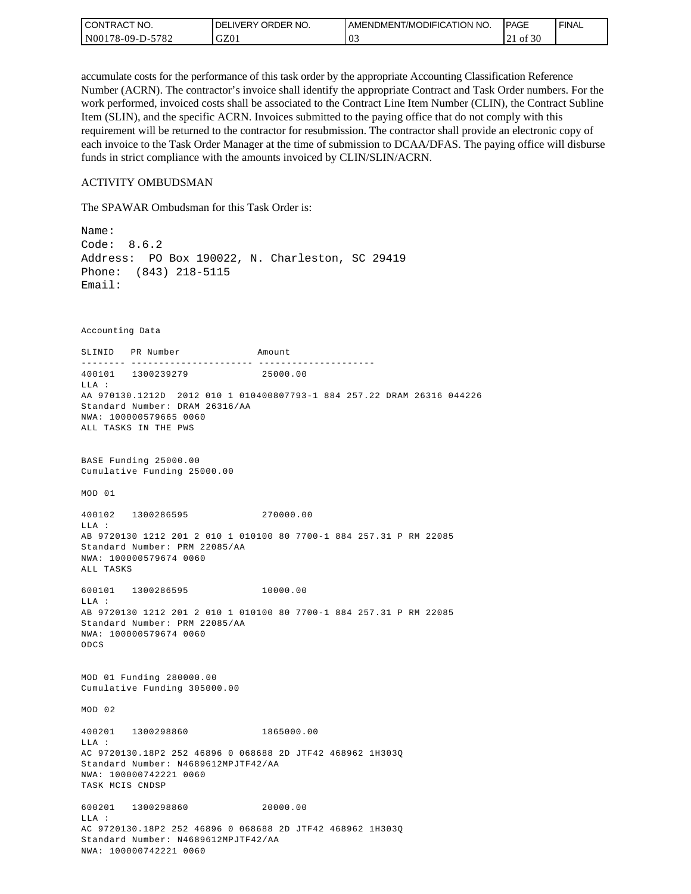accumulate costs for the performance of this task order by the appropriate Accounting Classification Reference Number (ACRN). The contractor's invoice shall identify the appropriate Contract and Task Order numbers. For the work performed, invoiced costs shall be associated to the Contract Line Item Number (CLIN), the Contract Subline Item (SLIN), and the specific ACRN. Invoices submitted to the paying office that do not comply with this requirement will be returned to the contractor for resubmission. The contractor shall provide an electronic copy of each invoice to the Task Order Manager at the time of submission to DCAA/DFAS. The paying office will disburse funds in strict compliance with the amounts invoiced by CLIN/SLIN/ACRN.

ACTIVITY OMBUDSMAN

The SPAWAR Ombudsman for this Task Order is:

```
Name:
Code:  8.6.2
Address:  PO Box 190022, N. Charleston, SC 29419
Phone:  (843) 218-5115
Email:
```

```
Accounting Data

SLINID   PR Number              Amount
-------- ---------------------- ---------------------
400101   1300239279              25000.00
LLA :
AA 970130.1212D  2012 010 1 010400807793-1 884 257.22 DRAM 26316 044226
Standard Number: DRAM 26316/AA
NWA: 100000579665 0060
ALL TASKS IN THE PWS


BASE Funding 25000.00
Cumulative Funding 25000.00

MOD 01

400102   1300286595              270000.00
LLA :
AB 9720130 1212 201 2 010 1 010100 80 7700-1 884 257.31 P RM 22085
Standard Number: PRM 22085/AA
NWA: 100000579674 0060
ALL TASKS

600101   1300286595              10000.00
LLA :
AB 9720130 1212 201 2 010 1 010100 80 7700-1 884 257.31 P RM 22085
Standard Number: PRM 22085/AA
NWA: 100000579674 0060
ODCS


MOD 01 Funding 280000.00
Cumulative Funding 305000.00

MOD 02

400201   1300298860              1865000.00
LLA :
AC 9720130.18P2 252 46896 0 068688 2D JTF42 468962 1H303Q
Standard Number: N4689612MPJTF42/AA
NWA: 100000742221 0060
TASK MCIS CNDSP

600201   1300298860              20000.00
LLA :
AC 9720130.18P2 252 46896 0 068688 2D JTF42 468962 1H303Q
Standard Number: N4689612MPJTF42/AA
NWA: 100000742221 0060
```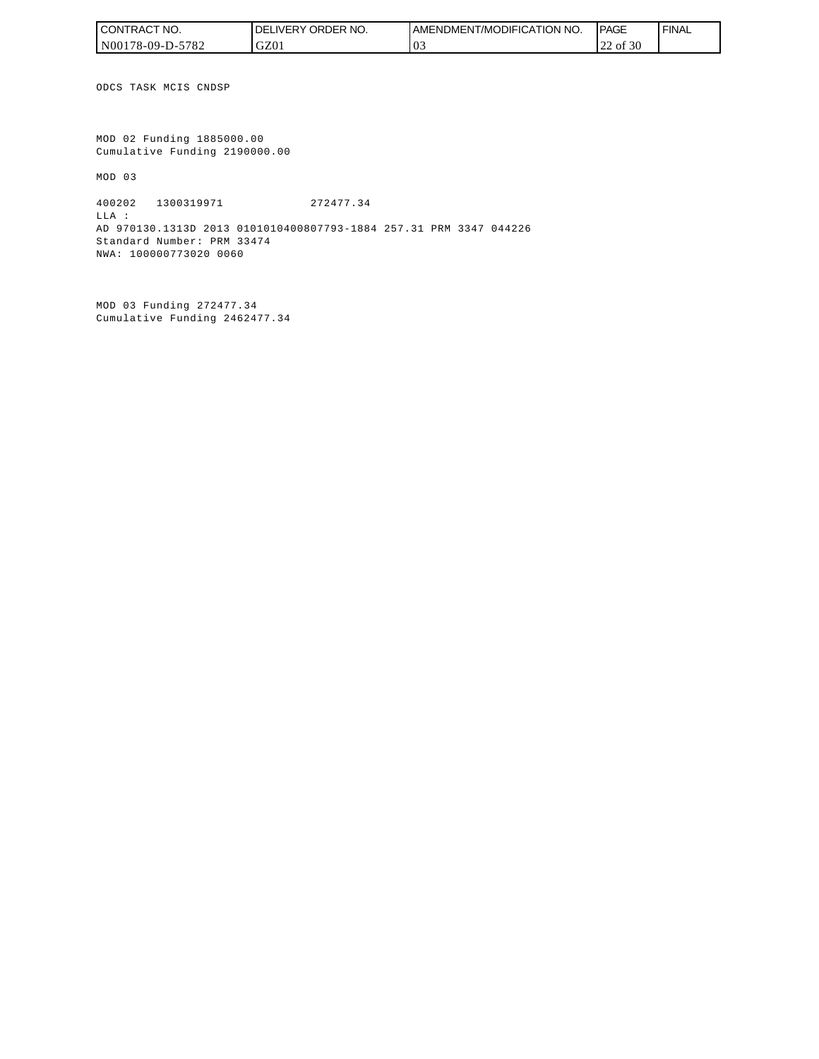ODCS TASK MCIS CNDSP

MOD 02 Funding 1885000.00
Cumulative Funding 2190000.00

MOD 03

```
400202   1300319971              272477.34
LLA :
AD 970130.1313D 2013 0101010400807793-1884 257.31 PRM 3347 044226
Standard Number: PRM 33474
NWA: 100000773020 0060
```

MOD 03 Funding 272477.34
Cumulative Funding 2462477.34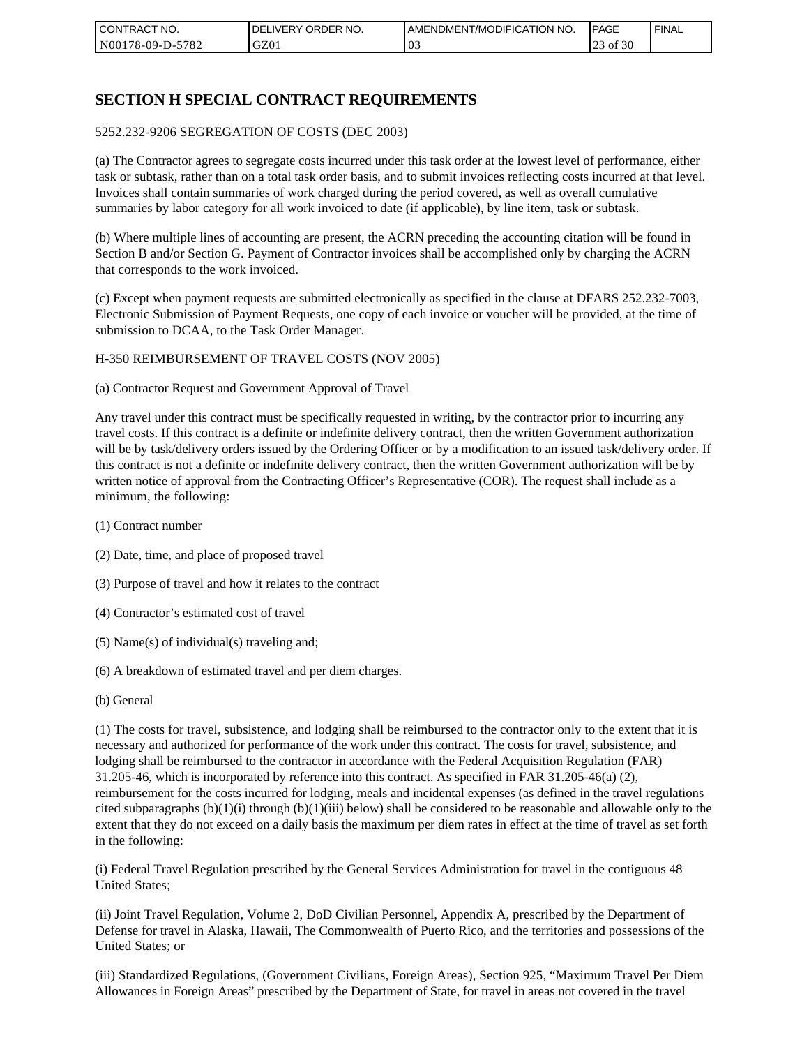## SECTION H SPECIAL CONTRACT REQUIREMENTS

5252.232-9206 SEGREGATION OF COSTS (DEC 2003)

(a) The Contractor agrees to segregate costs incurred under this task order at the lowest level of performance, either task or subtask, rather than on a total task order basis, and to submit invoices reflecting costs incurred at that level. Invoices shall contain summaries of work charged during the period covered, as well as overall cumulative summaries by labor category for all work invoiced to date (if applicable), by line item, task or subtask.

(b) Where multiple lines of accounting are present, the ACRN preceding the accounting citation will be found in Section B and/or Section G. Payment of Contractor invoices shall be accomplished only by charging the ACRN that corresponds to the work invoiced.

(c) Except when payment requests are submitted electronically as specified in the clause at DFARS 252.232-7003, Electronic Submission of Payment Requests, one copy of each invoice or voucher will be provided, at the time of submission to DCAA, to the Task Order Manager.

H-350 REIMBURSEMENT OF TRAVEL COSTS (NOV 2005)

(a) Contractor Request and Government Approval of Travel

Any travel under this contract must be specifically requested in writing, by the contractor prior to incurring any travel costs. If this contract is a definite or indefinite delivery contract, then the written Government authorization will be by task/delivery orders issued by the Ordering Officer or by a modification to an issued task/delivery order. If this contract is not a definite or indefinite delivery contract, then the written Government authorization will be by written notice of approval from the Contracting Officer's Representative (COR). The request shall include as a minimum, the following:

(1) Contract number

(2) Date, time, and place of proposed travel

(3) Purpose of travel and how it relates to the contract

(4) Contractor's estimated cost of travel

(5) Name(s) of individual(s) traveling and;

(6) A breakdown of estimated travel and per diem charges.

(b) General

(1) The costs for travel, subsistence, and lodging shall be reimbursed to the contractor only to the extent that it is necessary and authorized for performance of the work under this contract. The costs for travel, subsistence, and lodging shall be reimbursed to the contractor in accordance with the Federal Acquisition Regulation (FAR) 31.205-46, which is incorporated by reference into this contract. As specified in FAR 31.205-46(a) (2), reimbursement for the costs incurred for lodging, meals and incidental expenses (as defined in the travel regulations cited subparagraphs (b)(1)(i) through (b)(1)(iii) below) shall be considered to be reasonable and allowable only to the extent that they do not exceed on a daily basis the maximum per diem rates in effect at the time of travel as set forth in the following:

(i) Federal Travel Regulation prescribed by the General Services Administration for travel in the contiguous 48 United States;

(ii) Joint Travel Regulation, Volume 2, DoD Civilian Personnel, Appendix A, prescribed by the Department of Defense for travel in Alaska, Hawaii, The Commonwealth of Puerto Rico, and the territories and possessions of the United States; or

(iii) Standardized Regulations, (Government Civilians, Foreign Areas), Section 925, "Maximum Travel Per Diem Allowances in Foreign Areas" prescribed by the Department of State, for travel in areas not covered in the travel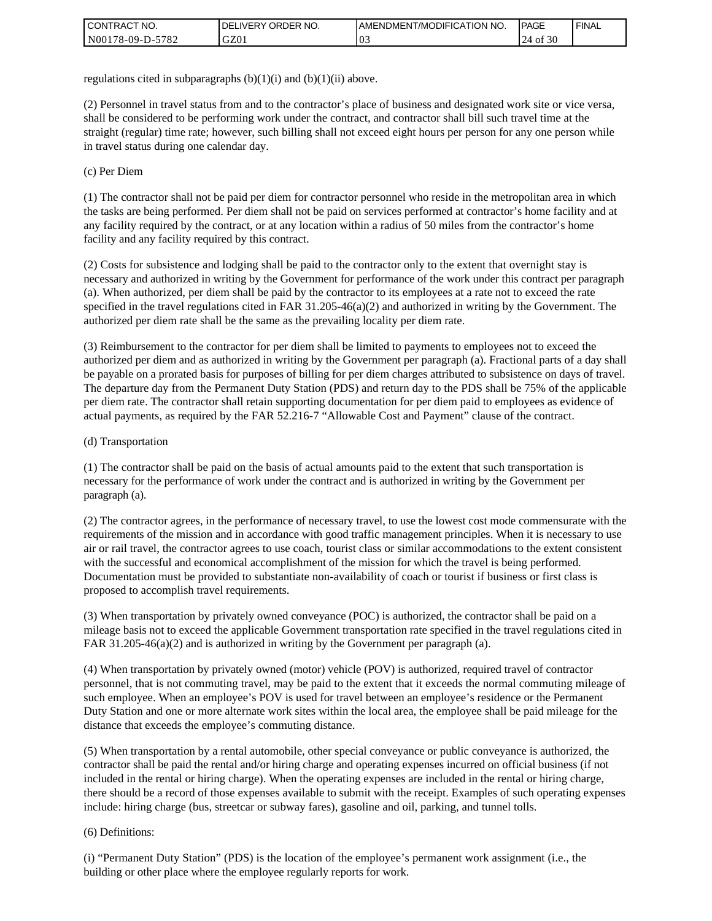regulations cited in subparagraphs (b)(1)(i) and (b)(1)(ii) above.

(2) Personnel in travel status from and to the contractor's place of business and designated work site or vice versa, shall be considered to be performing work under the contract, and contractor shall bill such travel time at the straight (regular) time rate; however, such billing shall not exceed eight hours per person for any one person while in travel status during one calendar day.

(c) Per Diem

(1) The contractor shall not be paid per diem for contractor personnel who reside in the metropolitan area in which the tasks are being performed. Per diem shall not be paid on services performed at contractor's home facility and at any facility required by the contract, or at any location within a radius of 50 miles from the contractor's home facility and any facility required by this contract.

(2) Costs for subsistence and lodging shall be paid to the contractor only to the extent that overnight stay is necessary and authorized in writing by the Government for performance of the work under this contract per paragraph (a). When authorized, per diem shall be paid by the contractor to its employees at a rate not to exceed the rate specified in the travel regulations cited in FAR 31.205-46(a)(2) and authorized in writing by the Government. The authorized per diem rate shall be the same as the prevailing locality per diem rate.

(3) Reimbursement to the contractor for per diem shall be limited to payments to employees not to exceed the authorized per diem and as authorized in writing by the Government per paragraph (a). Fractional parts of a day shall be payable on a prorated basis for purposes of billing for per diem charges attributed to subsistence on days of travel. The departure day from the Permanent Duty Station (PDS) and return day to the PDS shall be 75% of the applicable per diem rate. The contractor shall retain supporting documentation for per diem paid to employees as evidence of actual payments, as required by the FAR 52.216-7 "Allowable Cost and Payment" clause of the contract.

(d) Transportation

(1) The contractor shall be paid on the basis of actual amounts paid to the extent that such transportation is necessary for the performance of work under the contract and is authorized in writing by the Government per paragraph (a).

(2) The contractor agrees, in the performance of necessary travel, to use the lowest cost mode commensurate with the requirements of the mission and in accordance with good traffic management principles. When it is necessary to use air or rail travel, the contractor agrees to use coach, tourist class or similar accommodations to the extent consistent with the successful and economical accomplishment of the mission for which the travel is being performed. Documentation must be provided to substantiate non-availability of coach or tourist if business or first class is proposed to accomplish travel requirements.

(3) When transportation by privately owned conveyance (POC) is authorized, the contractor shall be paid on a mileage basis not to exceed the applicable Government transportation rate specified in the travel regulations cited in FAR 31.205-46(a)(2) and is authorized in writing by the Government per paragraph (a).

(4) When transportation by privately owned (motor) vehicle (POV) is authorized, required travel of contractor personnel, that is not commuting travel, may be paid to the extent that it exceeds the normal commuting mileage of such employee. When an employee's POV is used for travel between an employee's residence or the Permanent Duty Station and one or more alternate work sites within the local area, the employee shall be paid mileage for the distance that exceeds the employee's commuting distance.

(5) When transportation by a rental automobile, other special conveyance or public conveyance is authorized, the contractor shall be paid the rental and/or hiring charge and operating expenses incurred on official business (if not included in the rental or hiring charge). When the operating expenses are included in the rental or hiring charge, there should be a record of those expenses available to submit with the receipt. Examples of such operating expenses include: hiring charge (bus, streetcar or subway fares), gasoline and oil, parking, and tunnel tolls.

(6) Definitions:

(i) "Permanent Duty Station" (PDS) is the location of the employee's permanent work assignment (i.e., the building or other place where the employee regularly reports for work.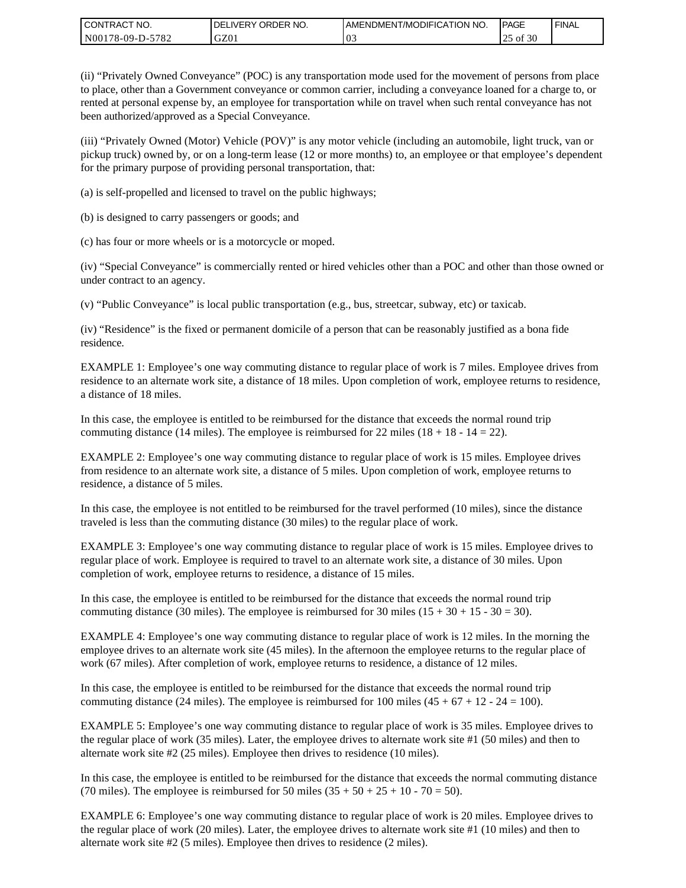(ii) “Privately Owned Conveyance” (POC) is any transportation mode used for the movement of persons from place to place, other than a Government conveyance or common carrier, including a conveyance loaned for a charge to, or rented at personal expense by, an employee for transportation while on travel when such rental conveyance has not been authorized/approved as a Special Conveyance.

(iii) “Privately Owned (Motor) Vehicle (POV)” is any motor vehicle (including an automobile, light truck, van or pickup truck) owned by, or on a long-term lease (12 or more months) to, an employee or that employee’s dependent for the primary purpose of providing personal transportation, that:

(a) is self-propelled and licensed to travel on the public highways;

(b) is designed to carry passengers or goods; and

(c) has four or more wheels or is a motorcycle or moped.

(iv) “Special Conveyance” is commercially rented or hired vehicles other than a POC and other than those owned or under contract to an agency.

(v) “Public Conveyance” is local public transportation (e.g., bus, streetcar, subway, etc) or taxicab.

(iv) “Residence” is the fixed or permanent domicile of a person that can be reasonably justified as a bona fide residence.

EXAMPLE 1: Employee’s one way commuting distance to regular place of work is 7 miles. Employee drives from residence to an alternate work site, a distance of 18 miles. Upon completion of work, employee returns to residence, a distance of 18 miles.

In this case, the employee is entitled to be reimbursed for the distance that exceeds the normal round trip commuting distance (14 miles). The employee is reimbursed for 22 miles (18 + 18 - 14 = 22).

EXAMPLE 2: Employee’s one way commuting distance to regular place of work is 15 miles. Employee drives from residence to an alternate work site, a distance of 5 miles. Upon completion of work, employee returns to residence, a distance of 5 miles.

In this case, the employee is not entitled to be reimbursed for the travel performed (10 miles), since the distance traveled is less than the commuting distance (30 miles) to the regular place of work.

EXAMPLE 3: Employee’s one way commuting distance to regular place of work is 15 miles. Employee drives to regular place of work. Employee is required to travel to an alternate work site, a distance of 30 miles. Upon completion of work, employee returns to residence, a distance of 15 miles.

In this case, the employee is entitled to be reimbursed for the distance that exceeds the normal round trip commuting distance (30 miles). The employee is reimbursed for 30 miles (15 + 30 + 15 - 30 = 30).

EXAMPLE 4: Employee’s one way commuting distance to regular place of work is 12 miles. In the morning the employee drives to an alternate work site (45 miles). In the afternoon the employee returns to the regular place of work (67 miles). After completion of work, employee returns to residence, a distance of 12 miles.

In this case, the employee is entitled to be reimbursed for the distance that exceeds the normal round trip commuting distance (24 miles). The employee is reimbursed for 100 miles (45 + 67 + 12 - 24 = 100).

EXAMPLE 5: Employee’s one way commuting distance to regular place of work is 35 miles. Employee drives to the regular place of work (35 miles). Later, the employee drives to alternate work site #1 (50 miles) and then to alternate work site #2 (25 miles). Employee then drives to residence (10 miles).

In this case, the employee is entitled to be reimbursed for the distance that exceeds the normal commuting distance (70 miles). The employee is reimbursed for 50 miles (35 + 50 + 25 + 10 - 70 = 50).

EXAMPLE 6: Employee’s one way commuting distance to regular place of work is 20 miles. Employee drives to the regular place of work (20 miles). Later, the employee drives to alternate work site #1 (10 miles) and then to alternate work site #2 (5 miles). Employee then drives to residence (2 miles).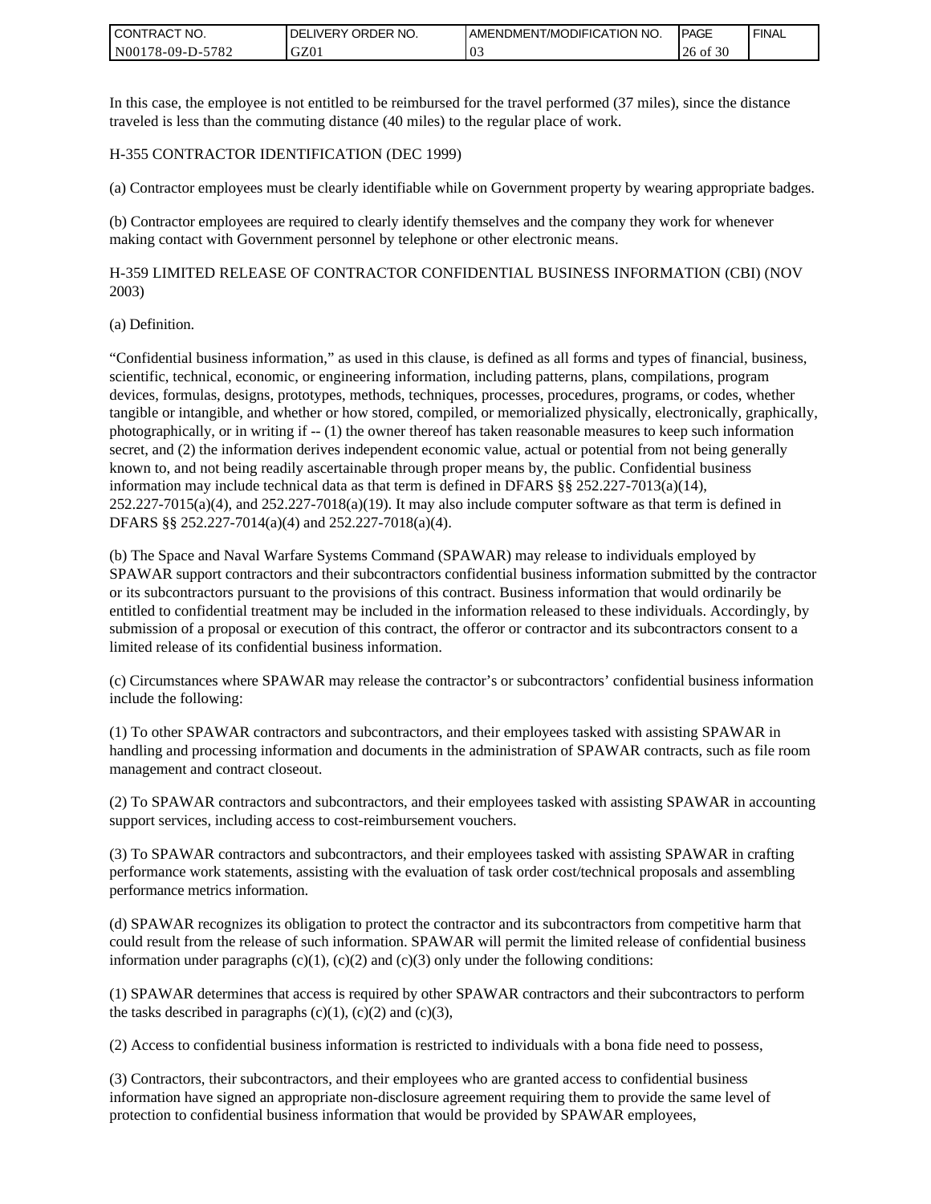In this case, the employee is not entitled to be reimbursed for the travel performed (37 miles), since the distance traveled is less than the commuting distance (40 miles) to the regular place of work.

H-355 CONTRACTOR IDENTIFICATION (DEC 1999)

(a) Contractor employees must be clearly identifiable while on Government property by wearing appropriate badges.

(b) Contractor employees are required to clearly identify themselves and the company they work for whenever making contact with Government personnel by telephone or other electronic means.

H-359 LIMITED RELEASE OF CONTRACTOR CONFIDENTIAL BUSINESS INFORMATION (CBI) (NOV 2003)

(a) Definition.

“Confidential business information,” as used in this clause, is defined as all forms and types of financial, business, scientific, technical, economic, or engineering information, including patterns, plans, compilations, program devices, formulas, designs, prototypes, methods, techniques, processes, procedures, programs, or codes, whether tangible or intangible, and whether or how stored, compiled, or memorialized physically, electronically, graphically, photographically, or in writing if -- (1) the owner thereof has taken reasonable measures to keep such information secret, and (2) the information derives independent economic value, actual or potential from not being generally known to, and not being readily ascertainable through proper means by, the public. Confidential business information may include technical data as that term is defined in DFARS §§ 252.227-7013(a)(14), 252.227-7015(a)(4), and 252.227-7018(a)(19). It may also include computer software as that term is defined in DFARS §§ 252.227-7014(a)(4) and 252.227-7018(a)(4).

(b) The Space and Naval Warfare Systems Command (SPAWAR) may release to individuals employed by SPAWAR support contractors and their subcontractors confidential business information submitted by the contractor or its subcontractors pursuant to the provisions of this contract. Business information that would ordinarily be entitled to confidential treatment may be included in the information released to these individuals. Accordingly, by submission of a proposal or execution of this contract, the offeror or contractor and its subcontractors consent to a limited release of its confidential business information.

(c) Circumstances where SPAWAR may release the contractor’s or subcontractors’ confidential business information include the following:

(1) To other SPAWAR contractors and subcontractors, and their employees tasked with assisting SPAWAR in handling and processing information and documents in the administration of SPAWAR contracts, such as file room management and contract closeout.

(2) To SPAWAR contractors and subcontractors, and their employees tasked with assisting SPAWAR in accounting support services, including access to cost-reimbursement vouchers.

(3) To SPAWAR contractors and subcontractors, and their employees tasked with assisting SPAWAR in crafting performance work statements, assisting with the evaluation of task order cost/technical proposals and assembling performance metrics information.

(d) SPAWAR recognizes its obligation to protect the contractor and its subcontractors from competitive harm that could result from the release of such information. SPAWAR will permit the limited release of confidential business information under paragraphs (c)(1), (c)(2) and (c)(3) only under the following conditions:

(1) SPAWAR determines that access is required by other SPAWAR contractors and their subcontractors to perform the tasks described in paragraphs (c)(1), (c)(2) and (c)(3),

(2) Access to confidential business information is restricted to individuals with a bona fide need to possess,

(3) Contractors, their subcontractors, and their employees who are granted access to confidential business information have signed an appropriate non-disclosure agreement requiring them to provide the same level of protection to confidential business information that would be provided by SPAWAR employees,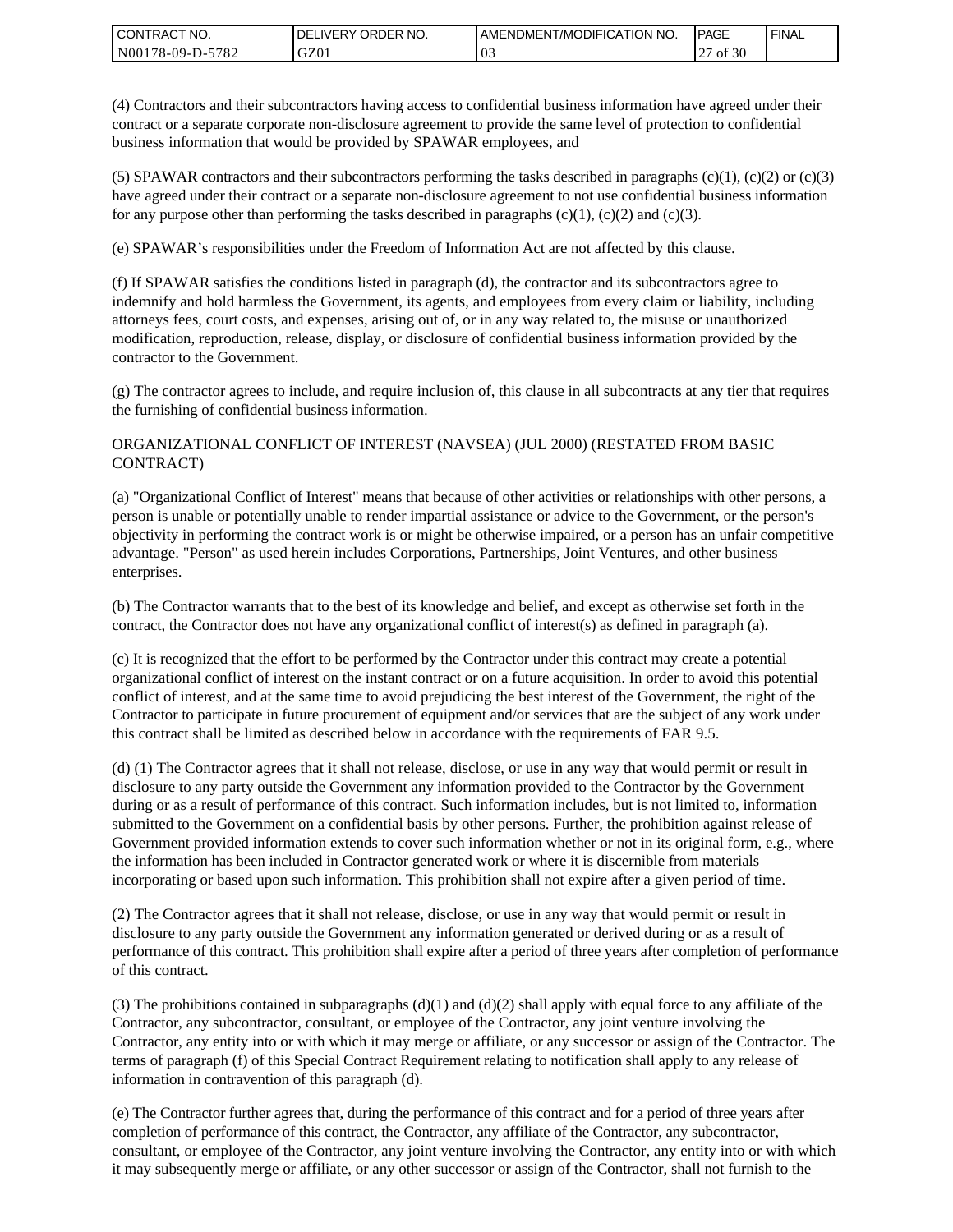(4) Contractors and their subcontractors having access to confidential business information have agreed under their contract or a separate corporate non-disclosure agreement to provide the same level of protection to confidential business information that would be provided by SPAWAR employees, and

(5) SPAWAR contractors and their subcontractors performing the tasks described in paragraphs (c)(1), (c)(2) or (c)(3) have agreed under their contract or a separate non-disclosure agreement to not use confidential business information for any purpose other than performing the tasks described in paragraphs (c)(1), (c)(2) and (c)(3).

(e) SPAWAR's responsibilities under the Freedom of Information Act are not affected by this clause.

(f) If SPAWAR satisfies the conditions listed in paragraph (d), the contractor and its subcontractors agree to indemnify and hold harmless the Government, its agents, and employees from every claim or liability, including attorneys fees, court costs, and expenses, arising out of, or in any way related to, the misuse or unauthorized modification, reproduction, release, display, or disclosure of confidential business information provided by the contractor to the Government.

(g) The contractor agrees to include, and require inclusion of, this clause in all subcontracts at any tier that requires the furnishing of confidential business information.

ORGANIZATIONAL CONFLICT OF INTEREST (NAVSEA) (JUL 2000) (RESTATED FROM BASIC CONTRACT)

(a) "Organizational Conflict of Interest" means that because of other activities or relationships with other persons, a person is unable or potentially unable to render impartial assistance or advice to the Government, or the person's objectivity in performing the contract work is or might be otherwise impaired, or a person has an unfair competitive advantage. "Person" as used herein includes Corporations, Partnerships, Joint Ventures, and other business enterprises.

(b) The Contractor warrants that to the best of its knowledge and belief, and except as otherwise set forth in the contract, the Contractor does not have any organizational conflict of interest(s) as defined in paragraph (a).

(c) It is recognized that the effort to be performed by the Contractor under this contract may create a potential organizational conflict of interest on the instant contract or on a future acquisition. In order to avoid this potential conflict of interest, and at the same time to avoid prejudicing the best interest of the Government, the right of the Contractor to participate in future procurement of equipment and/or services that are the subject of any work under this contract shall be limited as described below in accordance with the requirements of FAR 9.5.

(d) (1) The Contractor agrees that it shall not release, disclose, or use in any way that would permit or result in disclosure to any party outside the Government any information provided to the Contractor by the Government during or as a result of performance of this contract. Such information includes, but is not limited to, information submitted to the Government on a confidential basis by other persons. Further, the prohibition against release of Government provided information extends to cover such information whether or not in its original form, e.g., where the information has been included in Contractor generated work or where it is discernible from materials incorporating or based upon such information. This prohibition shall not expire after a given period of time.

(2) The Contractor agrees that it shall not release, disclose, or use in any way that would permit or result in disclosure to any party outside the Government any information generated or derived during or as a result of performance of this contract. This prohibition shall expire after a period of three years after completion of performance of this contract.

(3) The prohibitions contained in subparagraphs (d)(1) and (d)(2) shall apply with equal force to any affiliate of the Contractor, any subcontractor, consultant, or employee of the Contractor, any joint venture involving the Contractor, any entity into or with which it may merge or affiliate, or any successor or assign of the Contractor. The terms of paragraph (f) of this Special Contract Requirement relating to notification shall apply to any release of information in contravention of this paragraph (d).

(e) The Contractor further agrees that, during the performance of this contract and for a period of three years after completion of performance of this contract, the Contractor, any affiliate of the Contractor, any subcontractor, consultant, or employee of the Contractor, any joint venture involving the Contractor, any entity into or with which it may subsequently merge or affiliate, or any other successor or assign of the Contractor, shall not furnish to the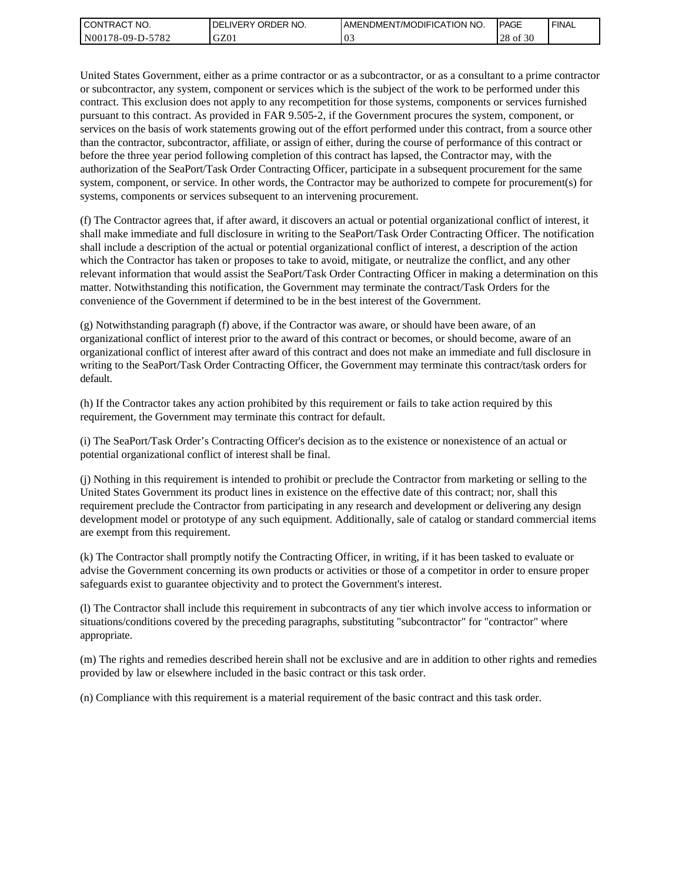United States Government, either as a prime contractor or as a subcontractor, or as a consultant to a prime contractor or subcontractor, any system, component or services which is the subject of the work to be performed under this contract. This exclusion does not apply to any recompetition for those systems, components or services furnished pursuant to this contract. As provided in FAR 9.505-2, if the Government procures the system, component, or services on the basis of work statements growing out of the effort performed under this contract, from a source other than the contractor, subcontractor, affiliate, or assign of either, during the course of performance of this contract or before the three year period following completion of this contract has lapsed, the Contractor may, with the authorization of the SeaPort/Task Order Contracting Officer, participate in a subsequent procurement for the same system, component, or service. In other words, the Contractor may be authorized to compete for procurement(s) for systems, components or services subsequent to an intervening procurement.

(f) The Contractor agrees that, if after award, it discovers an actual or potential organizational conflict of interest, it shall make immediate and full disclosure in writing to the SeaPort/Task Order Contracting Officer. The notification shall include a description of the actual or potential organizational conflict of interest, a description of the action which the Contractor has taken or proposes to take to avoid, mitigate, or neutralize the conflict, and any other relevant information that would assist the SeaPort/Task Order Contracting Officer in making a determination on this matter. Notwithstanding this notification, the Government may terminate the contract/Task Orders for the convenience of the Government if determined to be in the best interest of the Government.

(g) Notwithstanding paragraph (f) above, if the Contractor was aware, or should have been aware, of an organizational conflict of interest prior to the award of this contract or becomes, or should become, aware of an organizational conflict of interest after award of this contract and does not make an immediate and full disclosure in writing to the SeaPort/Task Order Contracting Officer, the Government may terminate this contract/task orders for default.

(h) If the Contractor takes any action prohibited by this requirement or fails to take action required by this requirement, the Government may terminate this contract for default.

(i) The SeaPort/Task Order's Contracting Officer's decision as to the existence or nonexistence of an actual or potential organizational conflict of interest shall be final.

(j) Nothing in this requirement is intended to prohibit or preclude the Contractor from marketing or selling to the United States Government its product lines in existence on the effective date of this contract; nor, shall this requirement preclude the Contractor from participating in any research and development or delivering any design development model or prototype of any such equipment. Additionally, sale of catalog or standard commercial items are exempt from this requirement.

(k) The Contractor shall promptly notify the Contracting Officer, in writing, if it has been tasked to evaluate or advise the Government concerning its own products or activities or those of a competitor in order to ensure proper safeguards exist to guarantee objectivity and to protect the Government's interest.

(l) The Contractor shall include this requirement in subcontracts of any tier which involve access to information or situations/conditions covered by the preceding paragraphs, substituting "subcontractor" for "contractor" where appropriate.

(m) The rights and remedies described herein shall not be exclusive and are in addition to other rights and remedies provided by law or elsewhere included in the basic contract or this task order.

(n) Compliance with this requirement is a material requirement of the basic contract and this task order.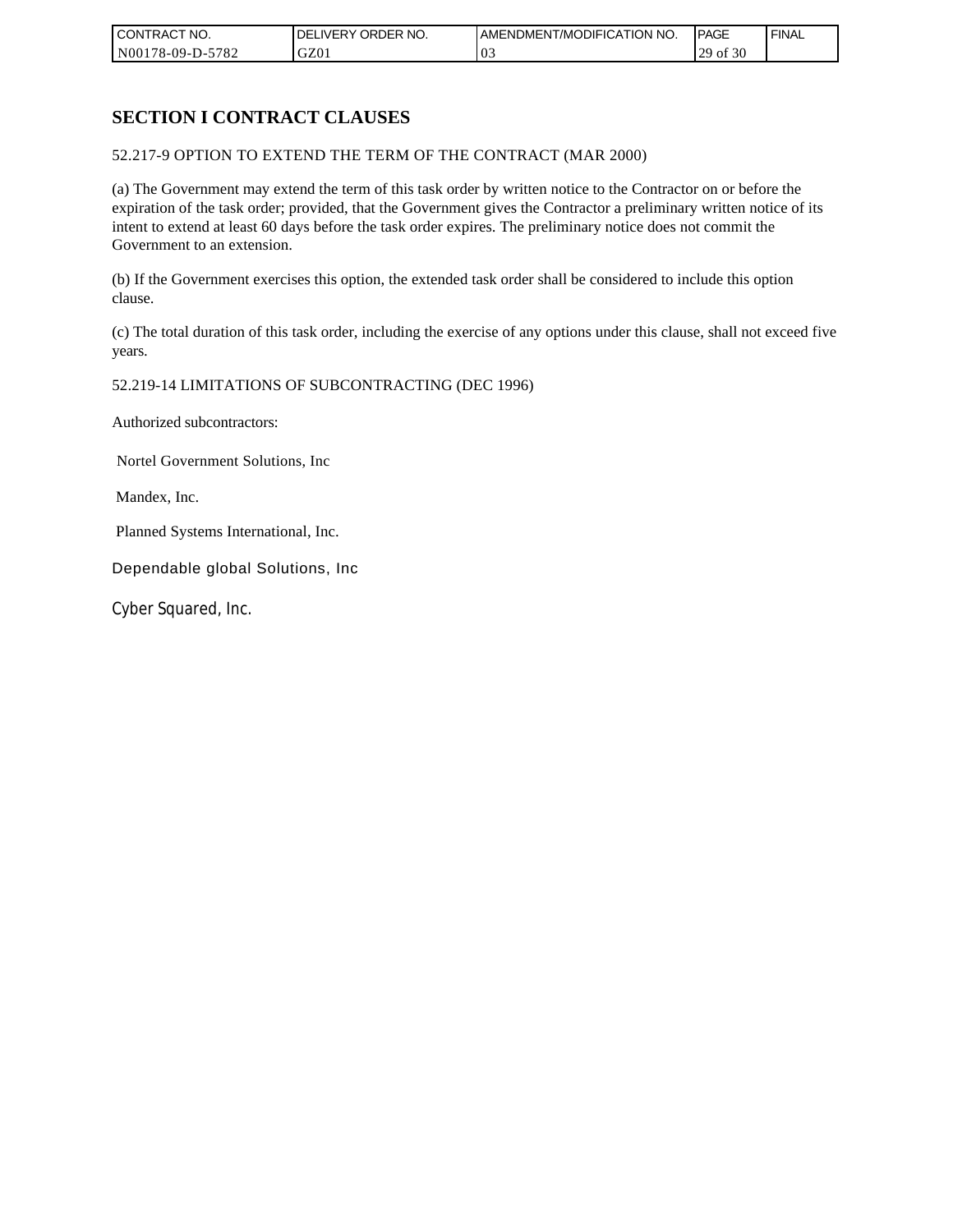## SECTION I CONTRACT CLAUSES

52.217-9 OPTION TO EXTEND THE TERM OF THE CONTRACT (MAR 2000)

(a) The Government may extend the term of this task order by written notice to the Contractor on or before the expiration of the task order; provided, that the Government gives the Contractor a preliminary written notice of its intent to extend at least 60 days before the task order expires. The preliminary notice does not commit the Government to an extension.

(b) If the Government exercises this option, the extended task order shall be considered to include this option clause.

(c) The total duration of this task order, including the exercise of any options under this clause, shall not exceed five years.

52.219-14 LIMITATIONS OF SUBCONTRACTING (DEC 1996)

Authorized subcontractors:

Nortel Government Solutions, Inc

Mandex, Inc.

Planned Systems International, Inc.

Dependable global Solutions, Inc

Cyber Squared, Inc.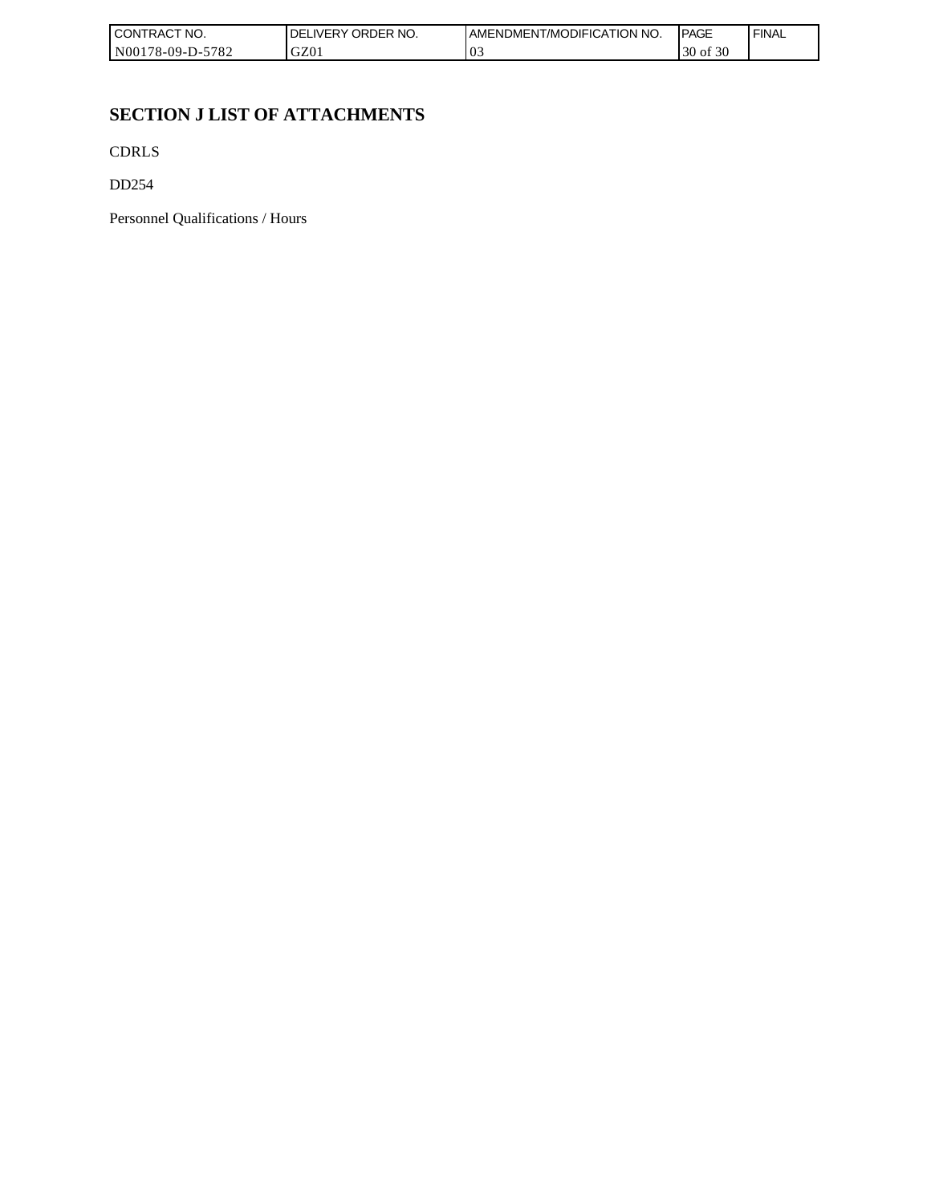## SECTION J LIST OF ATTACHMENTS

CDRLS

DD254

Personnel Qualifications / Hours